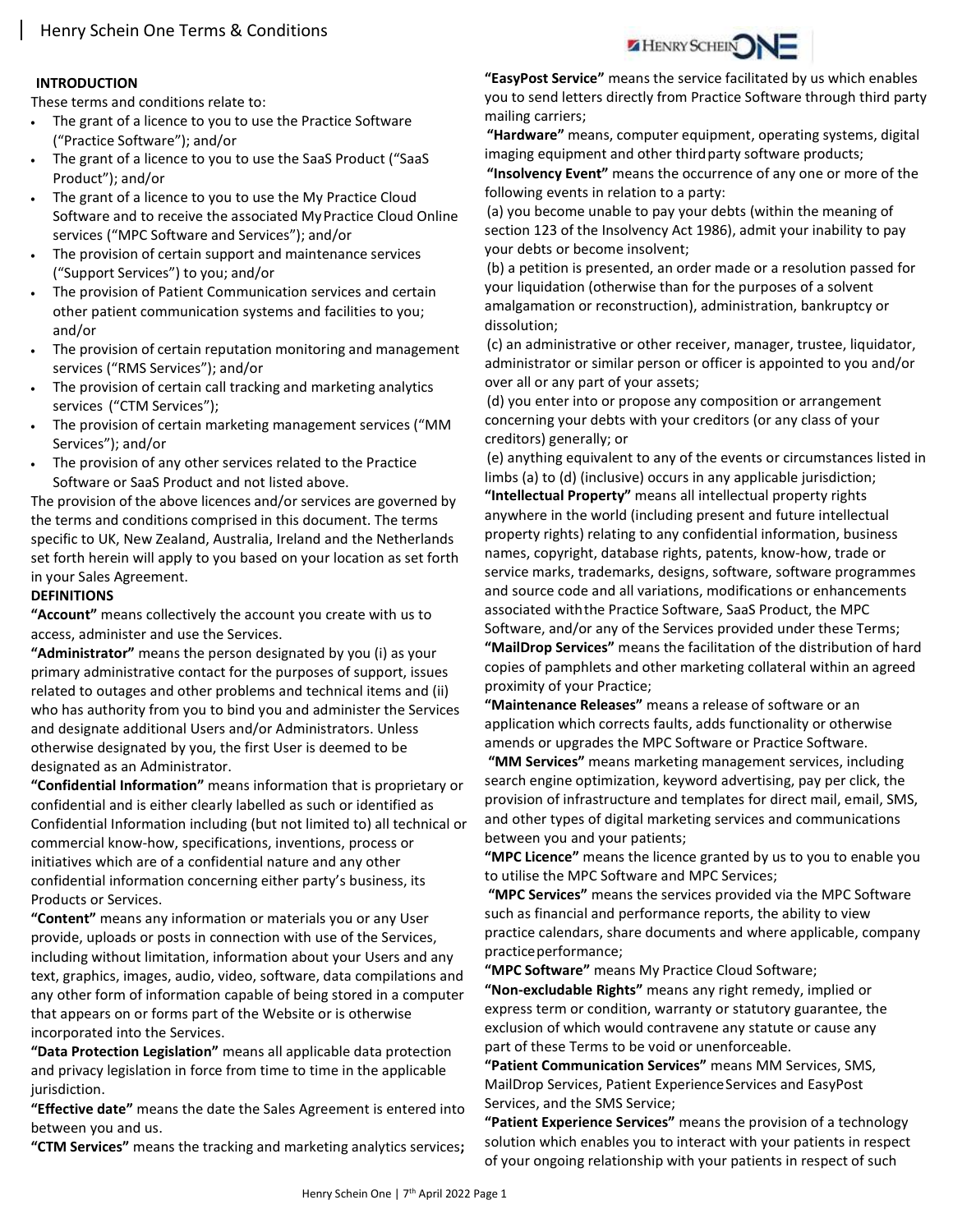# Henry Schein One Terms & Conditions

## INTRODUCTION

These terms and conditions relate to:

- The grant of a licence to you to use the Practice Software ("Practice Software"); and/or
- The grant of a licence to you to use the SaaS Product ("SaaS Product"); and/or
- The grant of a licence to you to use the My Practice Cloud Software and to receive the associated My Practice Cloud Online services ("MPC Software and Services"); and/or
- The provision of certain support and maintenance services ("Support Services") to you; and/or
- The provision of Patient Communication services and certain other patient communication systems and facilities to you; and/or
- The provision of certain reputation monitoring and management services ("RMS Services"); and/or
- The provision of certain call tracking and marketing analytics services ("CTM Services");
- The provision of certain marketing management services ("MM Services"); and/or
- The provision of any other services related to the Practice Software or SaaS Product and not listed above.

The provision of the above licences and/or services are governed by the terms and conditions comprised in this document. The terms specific to UK, New Zealand, Australia, Ireland and the Netherlands set forth herein will apply to you based on your location as set forth in your Sales Agreement.

## DEFINITIONS

**"Account"** means collectively the account you create with us to access, administer and use the Services.

**"Administrator"** means the person designated by you (i) as your primary administrative contact for the purposes of support, issues related to outages and other problems and technical items and (ii) who has authority from you to bind you and administer the Services and designate additional Users and/or Administrators. Unless otherwise designated by you, the first User is deemed to be designated as an Administrator.

**"Confidential Information"** means information that is proprietary or confidential and is either clearly labelled as such or identified as Confidential Information including (but not limited to) all technical or commercial know-how, specifications, inventions, process or initiatives which are of a confidential nature and any other confidential information concerning either party's business, its Products or Services.

**"Content"** means any information or materials you or any User provide, uploads or posts in connection with use of the Services, including without limitation, information about your Users and any text, graphics, images, audio, video, software, data compilations and any other form of information capable of being stored in a computer that appears on or forms part of the Website or is otherwise incorporated into the Services.

**"Data Protection Legislation"** means all applicable data protection and privacy legislation in force from time to time in the applicable jurisdiction.

**"Effective date"** means the date the Sales Agreement is entered into between you and us.

**"CTM Services"** means the tracking and marketing analytics services**;**

**"EasyPost Service"** means the service facilitated by us which enables you to send letters directly from Practice Software through third party mailing carriers;

**"Hardware"** means, computer equipment, operating systems, digital imaging equipment and other third party software products;

**"Insolvency Event"** means the occurrence of any one or more of the following events in relation to a party:

(a) you become unable to pay your debts (within the meaning of section 123 of the Insolvency Act 1986), admit your inability to pay your debts or become insolvent;

(b) a petition is presented, an order made or a resolution passed for your liquidation (otherwise than for the purposes of a solvent amalgamation or reconstruction), administration, bankruptcy or dissolution;

(c) an administrative or other receiver, manager, trustee, liquidator, administrator or similar person or officer is appointed to you and/or over all or any part of your assets;

(d) you enter into or propose any composition or arrangement concerning your debts with your creditors (or any class of your creditors) generally; or

(e) anything equivalent to any of the events or circumstances listed in limbs (a) to (d) (inclusive) occurs in any applicable jurisdiction;

**"Intellectual Property"** means all intellectual property rights anywhere in the world (including present and future intellectual property rights) relating to any confidential information, business names, copyright, database rights, patents, know-how, trade or service marks, trademarks, designs, software, software programmes and source code and all variations, modifications or enhancements associated with the Practice Software, SaaS Product, the MPC Software, and/or any of the Services provided under these Terms;

**"MailDrop Services"** means the facilitation of the distribution of hard copies of pamphlets and other marketing collateral within an agreed proximity of your Practice;

**"Maintenance Releases"** means a release of software or an application which corrects faults, adds functionality or otherwise amends or upgrades the MPC Software or Practice Software.

**"MM Services"** means marketing management services, including search engine optimization, keyword advertising, pay per click, the provision of infrastructure and templates for direct mail, email, SMS, and other types of digital marketing services and communications between you and your patients;

**"MPC Licence"** means the licence granted by us to you to enable you to utilise the MPC Software and MPC Services;

**"MPC Services"** means the services provided via the MPC Software such as financial and performance reports, the ability to view practice calendars, share documents and where applicable, company practice performance;

**"MPC Software"** means My Practice Cloud Software;

**"Non-excludable Rights"** means any right remedy, implied or express term or condition, warranty or statutory guarantee, the exclusion of which would contravene any statute or cause any part of these Terms to be void or unenforceable.

**"Patient Communication Services"** means MM Services, SMS, MailDrop Services, Patient Experience Services and EasyPost Services, and the SMS Service;

**"Patient Experience Services"** means the provision of a technology solution which enables you to interact with your patients in respect of your ongoing relationship with your patients in respect of such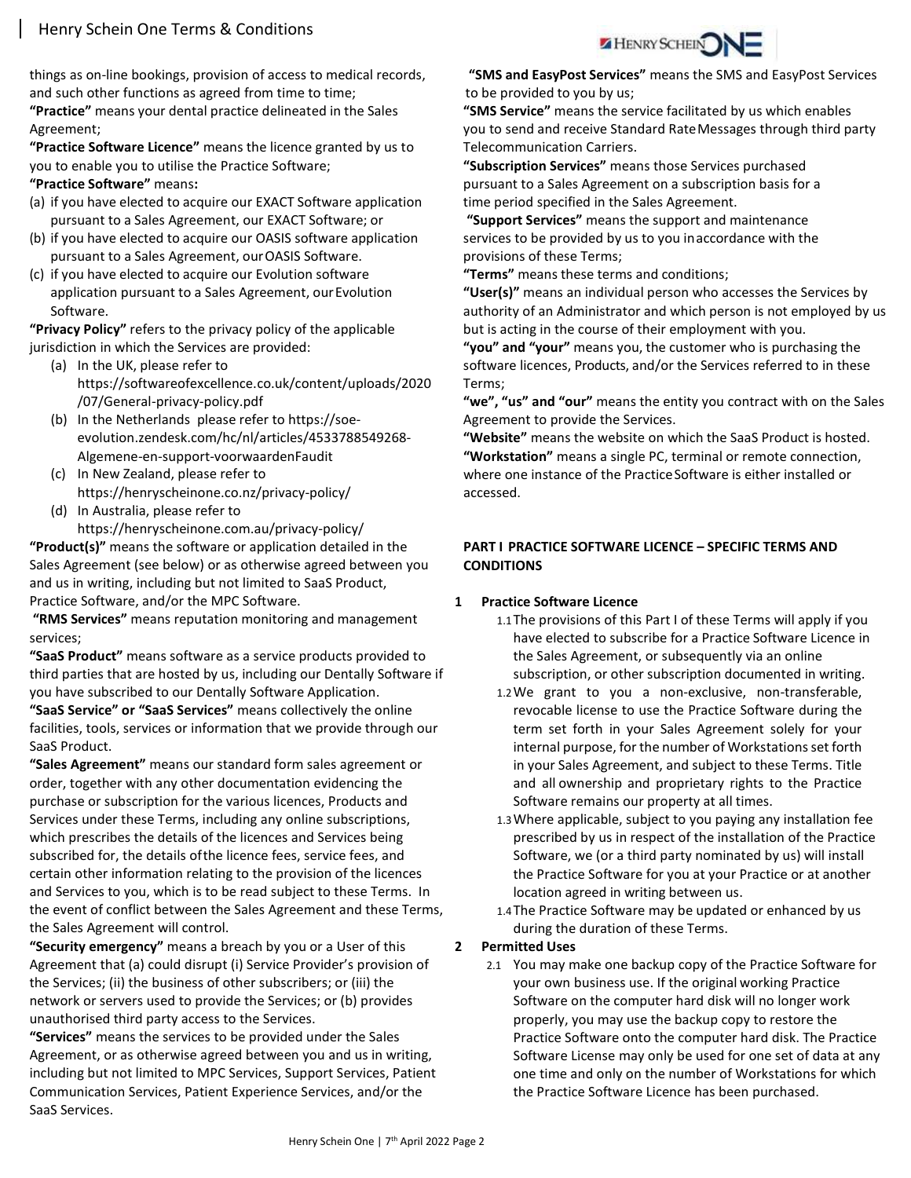things as on-line bookings, provision of access to medical records, and such other functions as agreed from time to time;

**"Practice"** means your dental practice delineated in the Sales Agreement;

**"Practice Software Licence"** means the licence granted by us to you to enable you to utilise the Practice Software;

**"Practice Software"** means**:**

(a) if you have elected to acquire our EXACT Software application pursuant to a Sales Agreement, our EXACT Software; or
(b) if you have elected to acquire our OASIS software application pursuant to a Sales Agreement, our OASIS Software.
(c) if you have elected to acquire our Evolution software application pursuant to a Sales Agreement, our Evolution Software.

**"Privacy Policy"** refers to the privacy policy of the applicable jurisdiction in which the Services are provided:

(a) In the UK, please refer to https://softwareofexcellence.co.uk/content/uploads/2020/07/General-privacy-policy.pdf
(b) In the Netherlands please refer to https://soe-evolution.zendesk.com/hc/nl/articles/4533788549268-Algemene-en-support-voorwaardenFaudit
(c) In New Zealand, please refer to https://henryscheinone.co.nz/privacy-policy/
(d) In Australia, please refer to https://henryscheinone.com.au/privacy-policy/

**"Product(s)"** means the software or application detailed in the Sales Agreement (see below) or as otherwise agreed between you and us in writing, including but not limited to SaaS Product, Practice Software, and/or the MPC Software.

**"RMS Services"** means reputation monitoring and management services;

**"SaaS Product"** means software as a service products provided to third parties that are hosted by us, including our Dentally Software if you have subscribed to our Dentally Software Application.

**"SaaS Service" or "SaaS Services"** means collectively the online facilities, tools, services or information that we provide through our SaaS Product.

**"Sales Agreement"** means our standard form sales agreement or order, together with any other documentation evidencing the purchase or subscription for the various licences, Products and Services under these Terms, including any online subscriptions, which prescribes the details of the licences and Services being subscribed for, the details of the licence fees, service fees, and certain other information relating to the provision of the licences and Services to you, which is to be read subject to these Terms. In the event of conflict between the Sales Agreement and these Terms, the Sales Agreement will control.

**"Security emergency"** means a breach by you or a User of this Agreement that (a) could disrupt (i) Service Provider's provision of the Services; (ii) the business of other subscribers; or (iii) the network or servers used to provide the Services; or (b) provides unauthorised third party access to the Services.

**"Services"** means the services to be provided under the Sales Agreement, or as otherwise agreed between you and us in writing, including but not limited to MPC Services, Support Services, Patient Communication Services, Patient Experience Services, and/or the SaaS Services.

**"SMS and EasyPost Services"** means the SMS and EasyPost Services to be provided to you by us;

**"SMS Service"** means the service facilitated by us which enables you to send and receive Standard Rate Messages through third party Telecommunication Carriers.

**"Subscription Services"** means those Services purchased pursuant to a Sales Agreement on a subscription basis for a time period specified in the Sales Agreement.

**"Support Services"** means the support and maintenance services to be provided by us to you in accordance with the provisions of these Terms;

**"Terms"** means these terms and conditions;

**"User(s)"** means an individual person who accesses the Services by authority of an Administrator and which person is not employed by us but is acting in the course of their employment with you.

**"you" and "your"** means you, the customer who is purchasing the software licences, Products, and/or the Services referred to in these Terms;

**"we", "us" and "our"** means the entity you contract with on the Sales Agreement to provide the Services.

**"Website"** means the website on which the SaaS Product is hosted.

**"Workstation"** means a single PC, terminal or remote connection, where one instance of the Practice Software is either installed or accessed.

## PART I PRACTICE SOFTWARE LICENCE – SPECIFIC TERMS AND CONDITIONS

**1 Practice Software Licence**

1.1 The provisions of this Part I of these Terms will apply if you have elected to subscribe for a Practice Software Licence in the Sales Agreement, or subsequently via an online subscription, or other subscription documented in writing.

1.2 We grant to you a non-exclusive, non-transferable, revocable license to use the Practice Software during the term set forth in your Sales Agreement solely for your internal purpose, for the number of Workstations set forth in your Sales Agreement, and subject to these Terms. Title and all ownership and proprietary rights to the Practice Software remains our property at all times.

1.3 Where applicable, subject to you paying any installation fee prescribed by us in respect of the installation of the Practice Software, we (or a third party nominated by us) will install the Practice Software for you at your Practice or at another location agreed in writing between us.

1.4 The Practice Software may be updated or enhanced by us during the duration of these Terms.

**2 Permitted Uses**

2.1 You may make one backup copy of the Practice Software for your own business use. If the original working Practice Software on the computer hard disk will no longer work properly, you may use the backup copy to restore the Practice Software onto the computer hard disk. The Practice Software License may only be used for one set of data at any one time and only on the number of Workstations for which the Practice Software Licence has been purchased.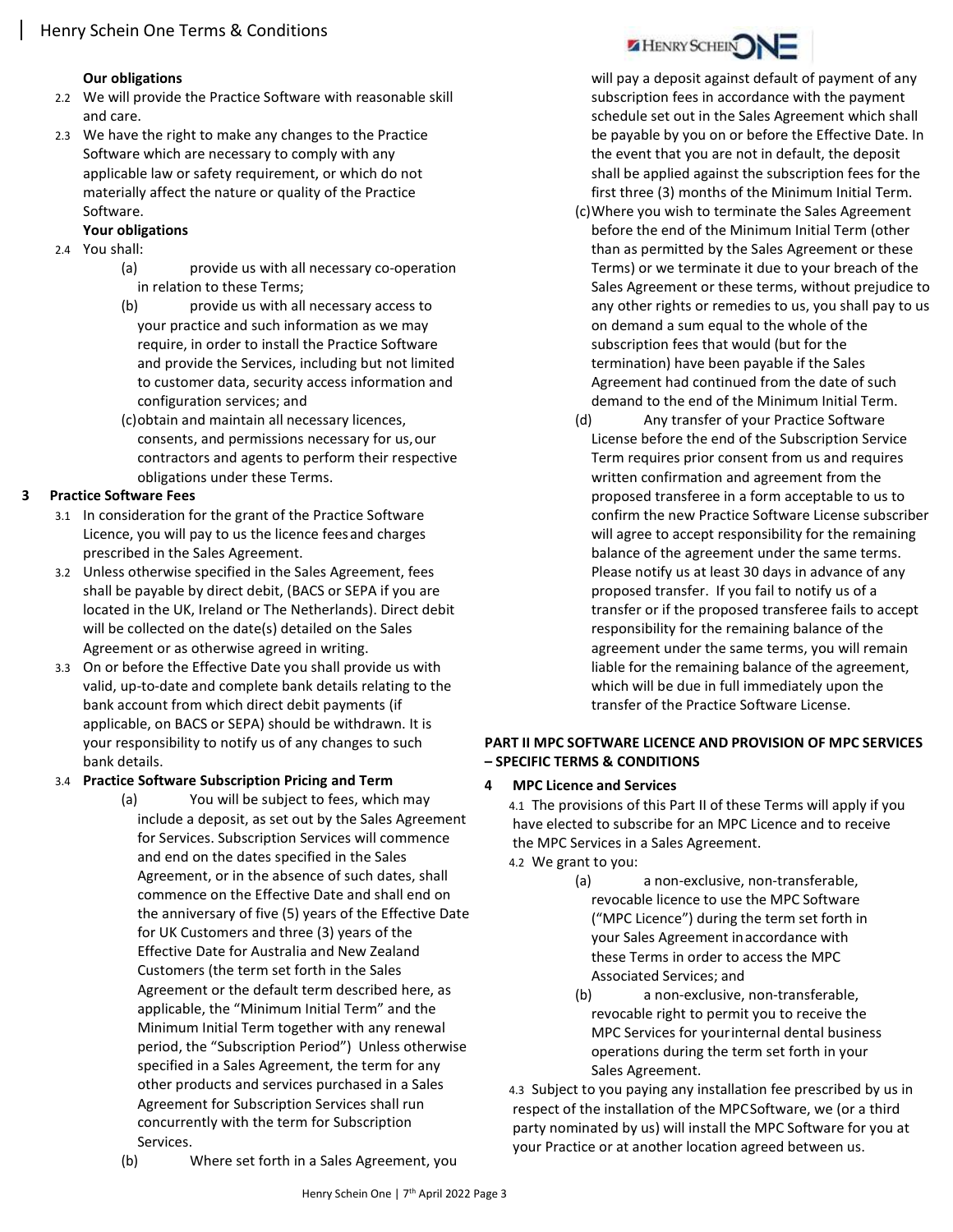**Our obligations**

2.2 We will provide the Practice Software with reasonable skill and care.

2.3 We have the right to make any changes to the Practice Software which are necessary to comply with any applicable law or safety requirement, or which do not materially affect the nature or quality of the Practice Software.

**Your obligations**

2.4 You shall:

(a) provide us with all necessary co-operation in relation to these Terms;

(b) provide us with all necessary access to your practice and such information as we may require, in order to install the Practice Software and provide the Services, including but not limited to customer data, security access information and configuration services; and

(c) obtain and maintain all necessary licences, consents, and permissions necessary for us, our contractors and agents to perform their respective obligations under these Terms.

## 3 Practice Software Fees

3.1 In consideration for the grant of the Practice Software Licence, you will pay to us the licence fees and charges prescribed in the Sales Agreement.

3.2 Unless otherwise specified in the Sales Agreement, fees shall be payable by direct debit, (BACS or SEPA if you are located in the UK, Ireland or The Netherlands). Direct debit will be collected on the date(s) detailed on the Sales Agreement or as otherwise agreed in writing.

3.3 On or before the Effective Date you shall provide us with valid, up-to-date and complete bank details relating to the bank account from which direct debit payments (if applicable, on BACS or SEPA) should be withdrawn. It is your responsibility to notify us of any changes to such bank details.

3.4 **Practice Software Subscription Pricing and Term**

(a) You will be subject to fees, which may include a deposit, as set out by the Sales Agreement for Services. Subscription Services will commence and end on the dates specified in the Sales Agreement, or in the absence of such dates, shall commence on the Effective Date and shall end on the anniversary of five (5) years of the Effective Date for UK Customers and three (3) years of the Effective Date for Australia and New Zealand Customers (the term set forth in the Sales Agreement or the default term described here, as applicable, the "Minimum Initial Term" and the Minimum Initial Term together with any renewal period, the "Subscription Period") Unless otherwise specified in a Sales Agreement, the term for any other products and services purchased in a Sales Agreement for Subscription Services shall run concurrently with the term for Subscription Services.

(b) Where set forth in a Sales Agreement, you will pay a deposit against default of payment of any subscription fees in accordance with the payment schedule set out in the Sales Agreement which shall be payable by you on or before the Effective Date. In the event that you are not in default, the deposit shall be applied against the subscription fees for the first three (3) months of the Minimum Initial Term.

(c) Where you wish to terminate the Sales Agreement before the end of the Minimum Initial Term (other than as permitted by the Sales Agreement or these Terms) or we terminate it due to your breach of the Sales Agreement or these terms, without prejudice to any other rights or remedies to us, you shall pay to us on demand a sum equal to the whole of the subscription fees that would (but for the termination) have been payable if the Sales Agreement had continued from the date of such demand to the end of the Minimum Initial Term.

(d) Any transfer of your Practice Software License before the end of the Subscription Service Term requires prior consent from us and requires written confirmation and agreement from the proposed transferee in a form acceptable to us to confirm the new Practice Software License subscriber will agree to accept responsibility for the remaining balance of the agreement under the same terms. Please notify us at least 30 days in advance of any proposed transfer. If you fail to notify us of a transfer or if the proposed transferee fails to accept responsibility for the remaining balance of the agreement under the same terms, you will remain liable for the remaining balance of the agreement, which will be due in full immediately upon the transfer of the Practice Software License.

# PART II MPC SOFTWARE LICENCE AND PROVISION OF MPC SERVICES – SPECIFIC TERMS & CONDITIONS

## 4 MPC Licence and Services

4.1 The provisions of this Part II of these Terms will apply if you have elected to subscribe for an MPC Licence and to receive the MPC Services in a Sales Agreement.

4.2 We grant to you:

(a) a non-exclusive, non-transferable, revocable licence to use the MPC Software ("MPC Licence") during the term set forth in your Sales Agreement in accordance with these Terms in order to access the MPC Associated Services; and

(b) a non-exclusive, non-transferable, revocable right to permit you to receive the MPC Services for your internal dental business operations during the term set forth in your Sales Agreement.

4.3 Subject to you paying any installation fee prescribed by us in respect of the installation of the MPC Software, we (or a third party nominated by us) will install the MPC Software for you at your Practice or at another location agreed between us.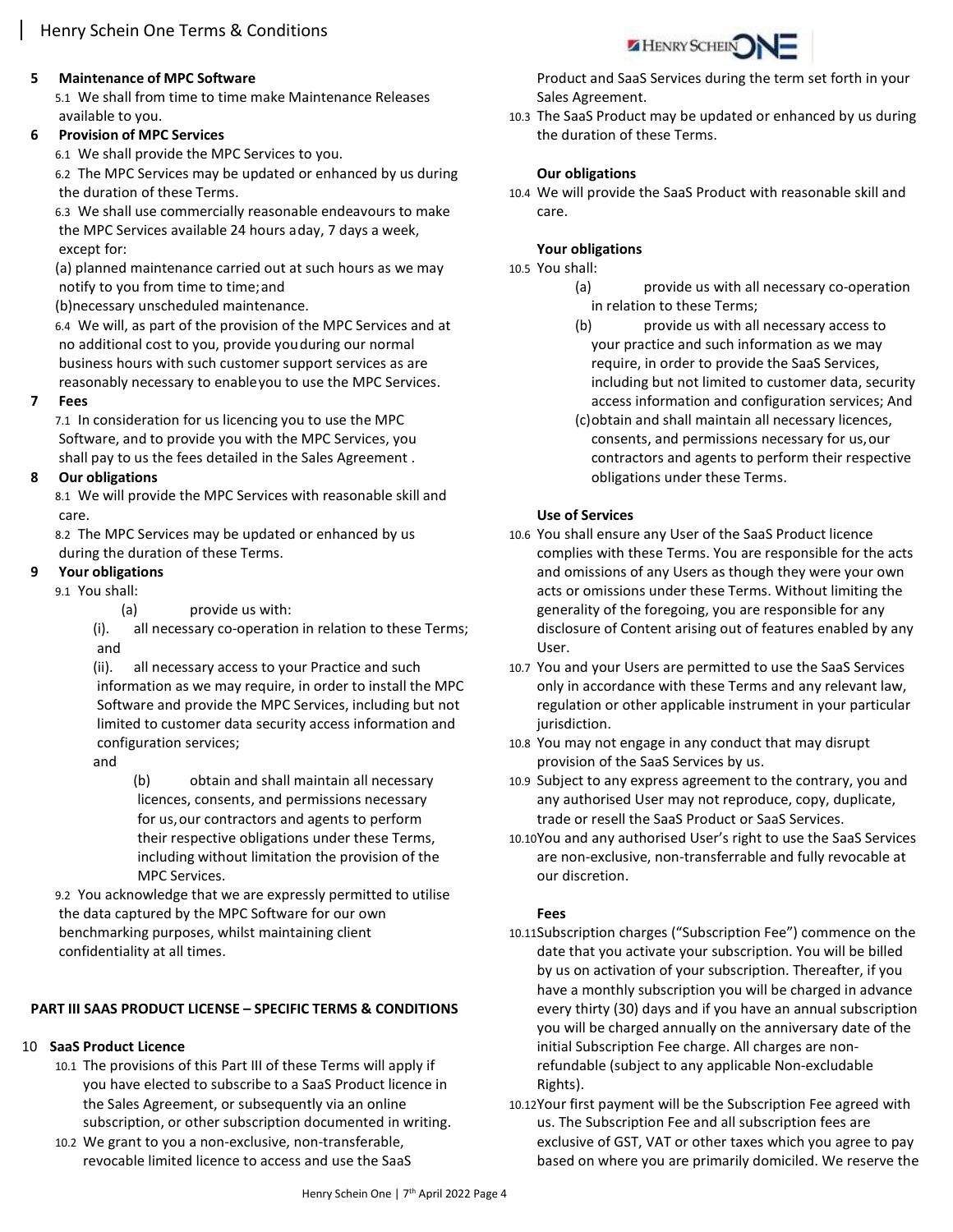## 5 Maintenance of MPC Software

5.1 We shall from time to time make Maintenance Releases available to you.

## 6 Provision of MPC Services

6.1 We shall provide the MPC Services to you.

6.2 The MPC Services may be updated or enhanced by us during the duration of these Terms.

6.3 We shall use commercially reasonable endeavours to make the MPC Services available 24 hours a day, 7 days a week, except for:

(a) planned maintenance carried out at such hours as we may notify to you from time to time; and

(b) necessary unscheduled maintenance.

6.4 We will, as part of the provision of the MPC Services and at no additional cost to you, provide you during our normal business hours with such customer support services as are reasonably necessary to enable you to use the MPC Services.

## 7 Fees

7.1 In consideration for us licencing you to use the MPC Software, and to provide you with the MPC Services, you shall pay to us the fees detailed in the Sales Agreement .

## 8 Our obligations

8.1 We will provide the MPC Services with reasonable skill and care.

8.2 The MPC Services may be updated or enhanced by us during the duration of these Terms.

## 9 Your obligations

9.1 You shall:

(a) provide us with:

(i). all necessary co-operation in relation to these Terms; and

(ii). all necessary access to your Practice and such information as we may require, in order to install the MPC Software and provide the MPC Services, including but not limited to customer data security access information and configuration services;

and

(b) obtain and shall maintain all necessary licences, consents, and permissions necessary for us, our contractors and agents to perform their respective obligations under these Terms, including without limitation the provision of the MPC Services.

9.2 You acknowledge that we are expressly permitted to utilise the data captured by the MPC Software for our own benchmarking purposes, whilst maintaining client confidentiality at all times.

# PART III SAAS PRODUCT LICENSE – SPECIFIC TERMS & CONDITIONS

## 10 SaaS Product Licence

10.1 The provisions of this Part III of these Terms will apply if you have elected to subscribe to a SaaS Product licence in the Sales Agreement, or subsequently via an online subscription, or other subscription documented in writing.

10.2 We grant to you a non-exclusive, non-transferable, revocable limited licence to access and use the SaaS Product and SaaS Services during the term set forth in your Sales Agreement.

10.3 The SaaS Product may be updated or enhanced by us during the duration of these Terms.

### Our obligations

10.4 We will provide the SaaS Product with reasonable skill and care.

### Your obligations

10.5 You shall:

(a) provide us with all necessary co-operation in relation to these Terms;

(b) provide us with all necessary access to your practice and such information as we may require, in order to provide the SaaS Services, including but not limited to customer data, security access information and configuration services; And

(c) obtain and shall maintain all necessary licences, consents, and permissions necessary for us, our contractors and agents to perform their respective obligations under these Terms.

### Use of Services

10.6 You shall ensure any User of the SaaS Product licence complies with these Terms. You are responsible for the acts and omissions of any Users as though they were your own acts or omissions under these Terms. Without limiting the generality of the foregoing, you are responsible for any disclosure of Content arising out of features enabled by any User.

10.7 You and your Users are permitted to use the SaaS Services only in accordance with these Terms and any relevant law, regulation or other applicable instrument in your particular jurisdiction.

10.8 You may not engage in any conduct that may disrupt provision of the SaaS Services by us.

10.9 Subject to any express agreement to the contrary, you and any authorised User may not reproduce, copy, duplicate, trade or resell the SaaS Product or SaaS Services.

10.10 You and any authorised User's right to use the SaaS Services are non-exclusive, non-transferrable and fully revocable at our discretion.

### Fees

10.11 Subscription charges ("Subscription Fee") commence on the date that you activate your subscription. You will be billed by us on activation of your subscription. Thereafter, if you have a monthly subscription you will be charged in advance every thirty (30) days and if you have an annual subscription you will be charged annually on the anniversary date of the initial Subscription Fee charge. All charges are non-refundable (subject to any applicable Non-excludable Rights).

10.12 Your first payment will be the Subscription Fee agreed with us. The Subscription Fee and all subscription fees are exclusive of GST, VAT or other taxes which you agree to pay based on where you are primarily domiciled. We reserve the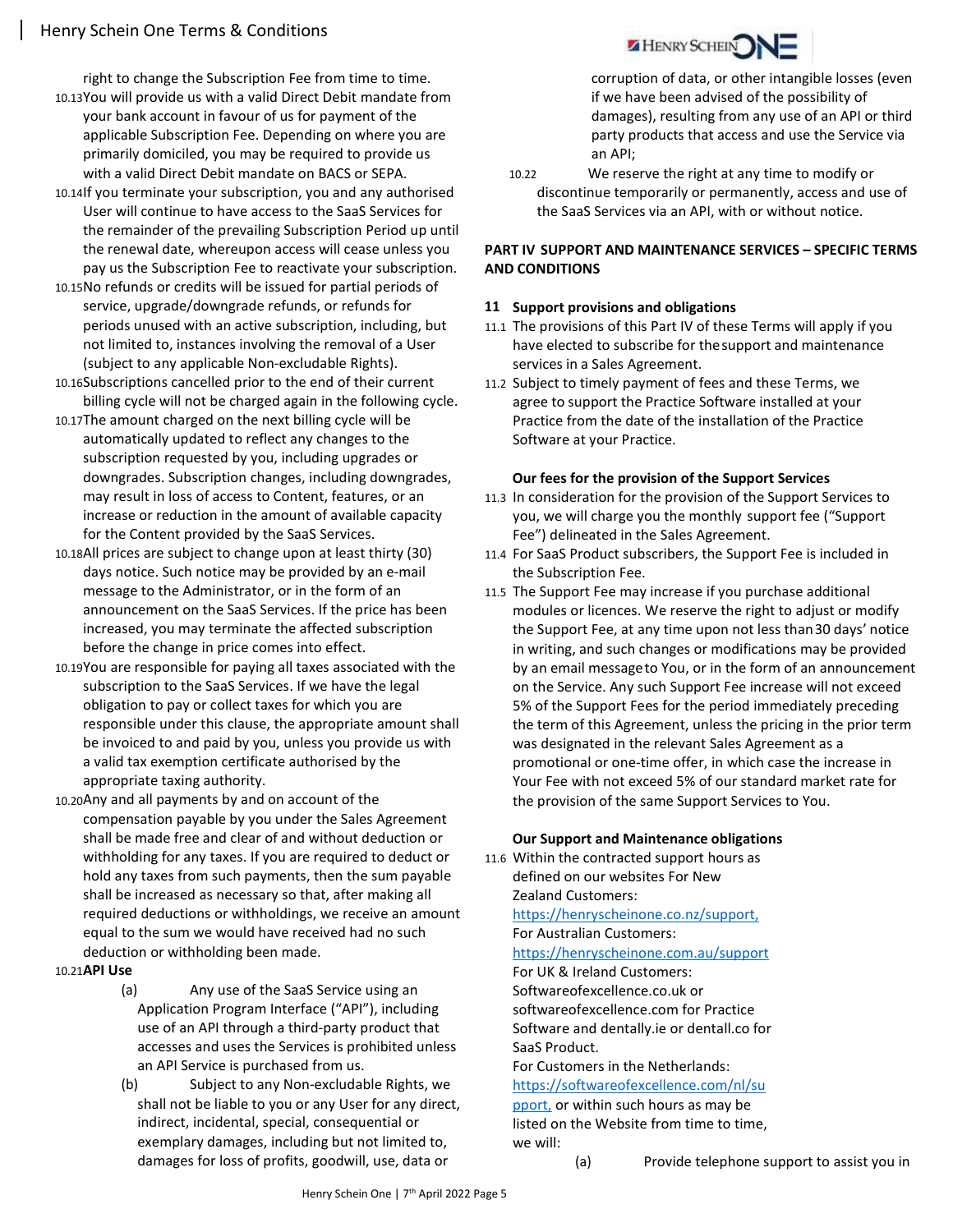right to change the Subscription Fee from time to time.

10.13 You will provide us with a valid Direct Debit mandate from your bank account in favour of us for payment of the applicable Subscription Fee. Depending on where you are primarily domiciled, you may be required to provide us with a valid Direct Debit mandate on BACS or SEPA.

10.14 If you terminate your subscription, you and any authorised User will continue to have access to the SaaS Services for the remainder of the prevailing Subscription Period up until the renewal date, whereupon access will cease unless you pay us the Subscription Fee to reactivate your subscription.

10.15 No refunds or credits will be issued for partial periods of service, upgrade/downgrade refunds, or refunds for periods unused with an active subscription, including, but not limited to, instances involving the removal of a User (subject to any applicable Non-excludable Rights).

10.16 Subscriptions cancelled prior to the end of their current billing cycle will not be charged again in the following cycle.

10.17 The amount charged on the next billing cycle will be automatically updated to reflect any changes to the subscription requested by you, including upgrades or downgrades. Subscription changes, including downgrades, may result in loss of access to Content, features, or an increase or reduction in the amount of available capacity for the Content provided by the SaaS Services.

10.18 All prices are subject to change upon at least thirty (30) days notice. Such notice may be provided by an e-mail message to the Administrator, or in the form of an announcement on the SaaS Services. If the price has been increased, you may terminate the affected subscription before the change in price comes into effect.

10.19 You are responsible for paying all taxes associated with the subscription to the SaaS Services. If we have the legal obligation to pay or collect taxes for which you are responsible under this clause, the appropriate amount shall be invoiced to and paid by you, unless you provide us with a valid tax exemption certificate authorised by the appropriate taxing authority.

10.20 Any and all payments by and on account of the compensation payable by you under the Sales Agreement shall be made free and clear of and without deduction or withholding for any taxes. If you are required to deduct or hold any taxes from such payments, then the sum payable shall be increased as necessary so that, after making all required deductions or withholdings, we receive an amount equal to the sum we would have received had no such deduction or withholding been made.

10.21 **API Use**

(a) Any use of the SaaS Service using an Application Program Interface ("API"), including use of an API through a third-party product that accesses and uses the Services is prohibited unless an API Service is purchased from us.

(b) Subject to any Non-excludable Rights, we shall not be liable to you or any User for any direct, indirect, incidental, special, consequential or exemplary damages, including but not limited to, damages for loss of profits, goodwill, use, data or corruption of data, or other intangible losses (even if we have been advised of the possibility of damages), resulting from any use of an API or third party products that access and use the Service via an API;

10.22 We reserve the right at any time to modify or discontinue temporarily or permanently, access and use of the SaaS Services via an API, with or without notice.

## PART IV SUPPORT AND MAINTENANCE SERVICES – SPECIFIC TERMS AND CONDITIONS

### 11 Support provisions and obligations

11.1 The provisions of this Part IV of these Terms will apply if you have elected to subscribe for the support and maintenance services in a Sales Agreement.

11.2 Subject to timely payment of fees and these Terms, we agree to support the Practice Software installed at your Practice from the date of the installation of the Practice Software at your Practice.

**Our fees for the provision of the Support Services**

11.3 In consideration for the provision of the Support Services to you, we will charge you the monthly support fee ("Support Fee") delineated in the Sales Agreement.

11.4 For SaaS Product subscribers, the Support Fee is included in the Subscription Fee.

11.5 The Support Fee may increase if you purchase additional modules or licences. We reserve the right to adjust or modify the Support Fee, at any time upon not less than 30 days' notice in writing, and such changes or modifications may be provided by an email message to You, or in the form of an announcement on the Service. Any such Support Fee increase will not exceed 5% of the Support Fees for the period immediately preceding the term of this Agreement, unless the pricing in the prior term was designated in the relevant Sales Agreement as a promotional or one-time offer, in which case the increase in Your Fee with not exceed 5% of our standard market rate for the provision of the same Support Services to You.

**Our Support and Maintenance obligations**

11.6 Within the contracted support hours as defined on our websites For New Zealand Customers: https://henryscheinone.co.nz/support, For Australian Customers: https://henryscheinone.com.au/support For UK & Ireland Customers: Softwareofexcellence.co.uk or softwareofexcellence.com for Practice Software and dentally.ie or dentall.co for SaaS Product. For Customers in the Netherlands: https://softwareofexcellence.com/nl/support, or within such hours as may be listed on the Website from time to time, we will:

(a) Provide telephone support to assist you in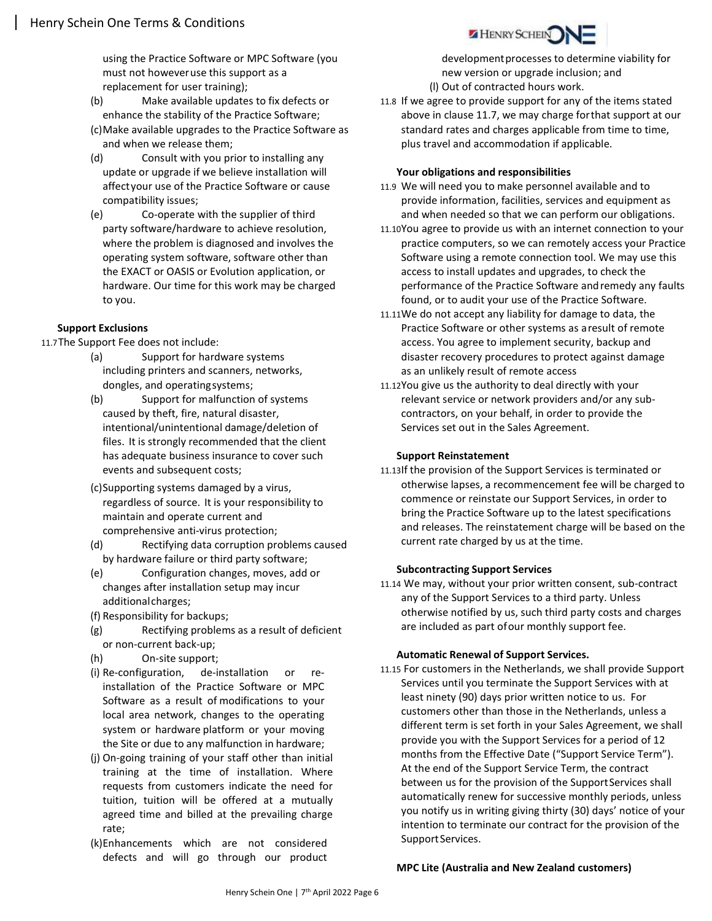using the Practice Software or MPC Software (you must not however use this support as a replacement for user training);

(b) Make available updates to fix defects or enhance the stability of the Practice Software;

(c) Make available upgrades to the Practice Software as and when we release them;

(d) Consult with you prior to installing any update or upgrade if we believe installation will affect your use of the Practice Software or cause compatibility issues;

(e) Co-operate with the supplier of third party software/hardware to achieve resolution, where the problem is diagnosed and involves the operating system software, software other than the EXACT or OASIS or Evolution application, or hardware. Our time for this work may be charged to you.

**Support Exclusions**

11.7 The Support Fee does not include:

(a) Support for hardware systems including printers and scanners, networks, dongles, and operating systems;

(b) Support for malfunction of systems caused by theft, fire, natural disaster, intentional/unintentional damage/deletion of files. It is strongly recommended that the client has adequate business insurance to cover such events and subsequent costs;

(c) Supporting systems damaged by a virus, regardless of source. It is your responsibility to maintain and operate current and comprehensive anti-virus protection;

(d) Rectifying data corruption problems caused by hardware failure or third party software;

(e) Configuration changes, moves, add or changes after installation setup may incur additional charges;

(f) Responsibility for backups;

(g) Rectifying problems as a result of deficient or non-current back-up;

(h) On-site support;

(i) Re-configuration, de-installation or re-installation of the Practice Software or MPC Software as a result of modifications to your local area network, changes to the operating system or hardware platform or your moving the Site or due to any malfunction in hardware;

(j) On-going training of your staff other than initial training at the time of installation. Where requests from customers indicate the need for tuition, tuition will be offered at a mutually agreed time and billed at the prevailing charge rate;

(k) Enhancements which are not considered defects and will go through our product development processes to determine viability for new version or upgrade inclusion; and

(l) Out of contracted hours work.

11.8 If we agree to provide support for any of the items stated above in clause 11.7, we may charge for that support at our standard rates and charges applicable from time to time, plus travel and accommodation if applicable.

**Your obligations and responsibilities**

11.9 We will need you to make personnel available and to provide information, facilities, services and equipment as and when needed so that we can perform our obligations.

11.10 You agree to provide us with an internet connection to your practice computers, so we can remotely access your Practice Software using a remote connection tool. We may use this access to install updates and upgrades, to check the performance of the Practice Software and remedy any faults found, or to audit your use of the Practice Software.

11.11 We do not accept any liability for damage to data, the Practice Software or other systems as a result of remote access. You agree to implement security, backup and disaster recovery procedures to protect against damage as an unlikely result of remote access

11.12 You give us the authority to deal directly with your relevant service or network providers and/or any sub-contractors, on your behalf, in order to provide the Services set out in the Sales Agreement.

**Support Reinstatement**

11.13 If the provision of the Support Services is terminated or otherwise lapses, a recommencement fee will be charged to commence or reinstate our Support Services, in order to bring the Practice Software up to the latest specifications and releases. The reinstatement charge will be based on the current rate charged by us at the time.

**Subcontracting Support Services**

11.14 We may, without your prior written consent, sub-contract any of the Support Services to a third party. Unless otherwise notified by us, such third party costs and charges are included as part of our monthly support fee.

**Automatic Renewal of Support Services.**

11.15 For customers in the Netherlands, we shall provide Support Services until you terminate the Support Services with at least ninety (90) days prior written notice to us. For customers other than those in the Netherlands, unless a different term is set forth in your Sales Agreement, we shall provide you with the Support Services for a period of 12 months from the Effective Date ("Support Service Term"). At the end of the Support Service Term, the contract between us for the provision of the Support Services shall automatically renew for successive monthly periods, unless you notify us in writing giving thirty (30) days' notice of your intention to terminate our contract for the provision of the Support Services.

**MPC Lite (Australia and New Zealand customers)**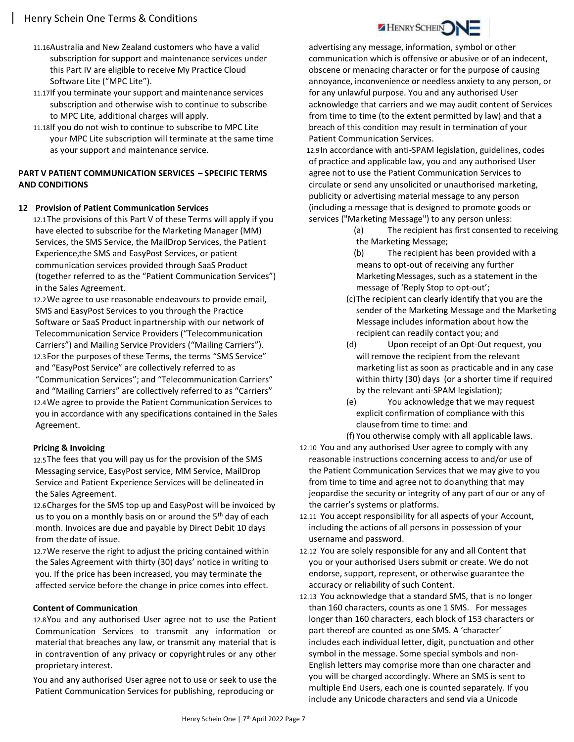11.16 Australia and New Zealand customers who have a valid subscription for support and maintenance services under this Part IV are eligible to receive My Practice Cloud Software Lite ("MPC Lite").

11.17 If you terminate your support and maintenance services subscription and otherwise wish to continue to subscribe to MPC Lite, additional charges will apply.

11.18 If you do not wish to continue to subscribe to MPC Lite your MPC Lite subscription will terminate at the same time as your support and maintenance service.

## PART V PATIENT COMMUNICATION SERVICES – SPECIFIC TERMS AND CONDITIONS

### 12 Provision of Patient Communication Services

12.1 The provisions of this Part V of these Terms will apply if you have elected to subscribe for the Marketing Manager (MM) Services, the SMS Service, the MailDrop Services, the Patient Experience,the SMS and EasyPost Services, or patient communication services provided through SaaS Product (together referred to as the "Patient Communication Services") in the Sales Agreement.

12.2 We agree to use reasonable endeavours to provide email, SMS and EasyPost Services to you through the Practice Software or SaaS Product in partnership with our network of Telecommunication Service Providers ("Telecommunication Carriers") and Mailing Service Providers ("Mailing Carriers").

12.3 For the purposes of these Terms, the terms "SMS Service" and "EasyPost Service" are collectively referred to as "Communication Services"; and "Telecommunication Carriers" and "Mailing Carriers" are collectively referred to as "Carriers"

12.4 We agree to provide the Patient Communication Services to you in accordance with any specifications contained in the Sales Agreement.

**Pricing & Invoicing**

12.5 The fees that you will pay us for the provision of the SMS Messaging service, EasyPost service, MM Service, MailDrop Service and Patient Experience Services will be delineated in the Sales Agreement.

12.6 Charges for the SMS top up and EasyPost will be invoiced by us to you on a monthly basis on or around the 5th day of each month. Invoices are due and payable by Direct Debit 10 days from the date of issue.

12.7 We reserve the right to adjust the pricing contained within the Sales Agreement with thirty (30) days' notice in writing to you. If the price has been increased, you may terminate the affected service before the change in price comes into effect.

**Content of Communication**

12.8 You and any authorised User agree not to use the Patient Communication Services to transmit any information or material that breaches any law, or transmit any material that is in contravention of any privacy or copyright rules or any other proprietary interest.

You and any authorised User agree not to use or seek to use the Patient Communication Services for publishing, reproducing or advertising any message, information, symbol or other communication which is offensive or abusive or of an indecent, obscene or menacing character or for the purpose of causing annoyance, inconvenience or needless anxiety to any person, or for any unlawful purpose. You and any authorised User acknowledge that carriers and we may audit content of Services from time to time (to the extent permitted by law) and that a breach of this condition may result in termination of your Patient Communication Services.

12.9 In accordance with anti-SPAM legislation, guidelines, codes of practice and applicable law, you and any authorised User agree not to use the Patient Communication Services to circulate or send any unsolicited or unauthorised marketing, publicity or advertising material message to any person (including a message that is designed to promote goods or services ("Marketing Message") to any person unless:

- (a) The recipient has first consented to receiving the Marketing Message;
- (b) The recipient has been provided with a means to opt-out of receiving any further Marketing Messages, such as a statement in the message of 'Reply Stop to opt-out';
- (c) The recipient can clearly identify that you are the sender of the Marketing Message and the Marketing Message includes information about how the recipient can readily contact you; and
- (d) Upon receipt of an Opt-Out request, you will remove the recipient from the relevant marketing list as soon as practicable and in any case within thirty (30) days (or a shorter time if required by the relevant anti-SPAM legislation);
- (e) You acknowledge that we may request explicit confirmation of compliance with this clause from time to time: and
- (f) You otherwise comply with all applicable laws.

12.10 You and any authorised User agree to comply with any reasonable instructions concerning access to and/or use of the Patient Communication Services that we may give to you from time to time and agree not to do anything that may jeopardise the security or integrity of any part of our or any of the carrier's systems or platforms.

12.11 You accept responsibility for all aspects of your Account, including the actions of all persons in possession of your username and password.

12.12 You are solely responsible for any and all Content that you or your authorised Users submit or create. We do not endorse, support, represent, or otherwise guarantee the accuracy or reliability of such Content.

12.13 You acknowledge that a standard SMS, that is no longer than 160 characters, counts as one 1 SMS. For messages longer than 160 characters, each block of 153 characters or part thereof are counted as one SMS. A 'character' includes each individual letter, digit, punctuation and other symbol in the message. Some special symbols and non-English letters may comprise more than one character and you will be charged accordingly. Where an SMS is sent to multiple End Users, each one is counted separately. If you include any Unicode characters and send via a Unicode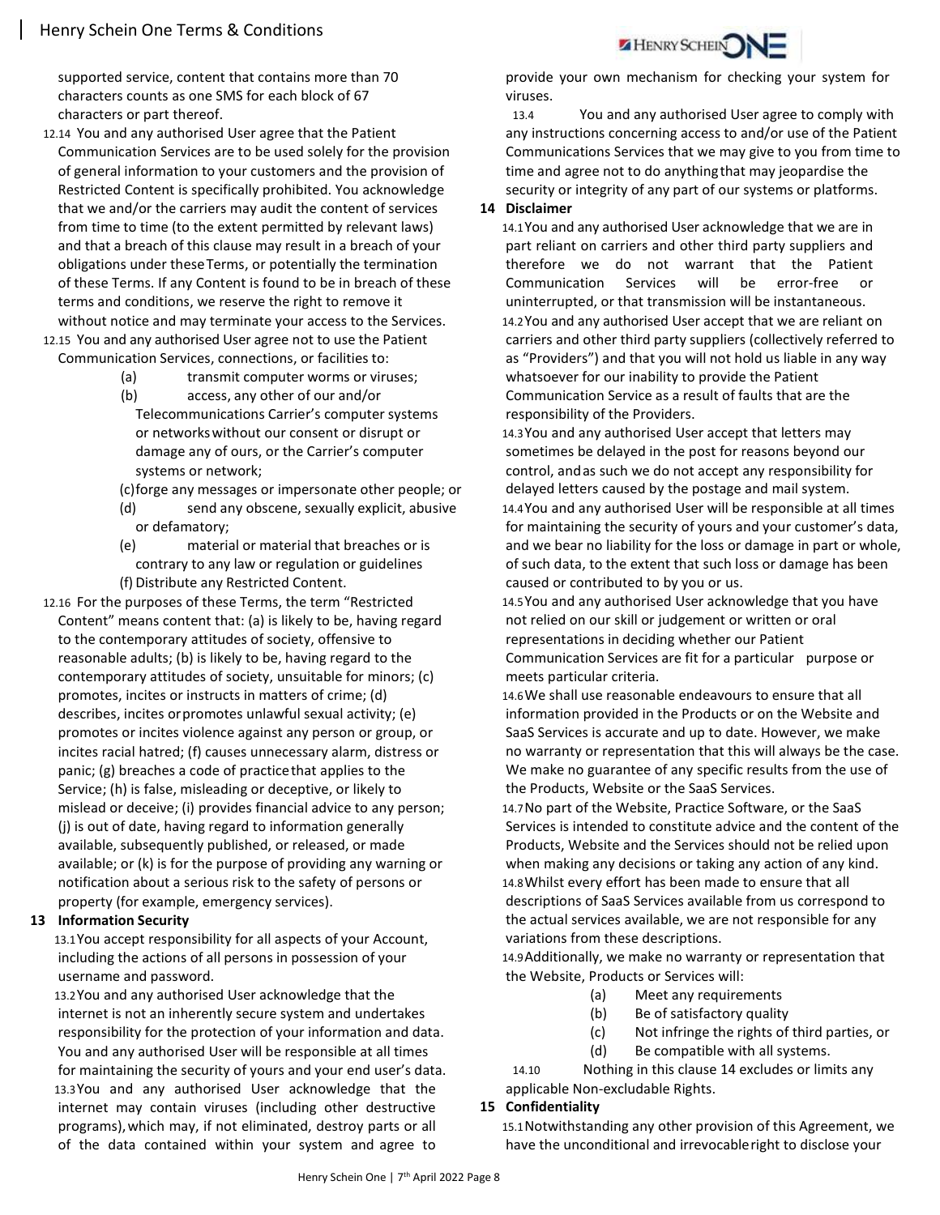supported service, content that contains more than 70 characters counts as one SMS for each block of 67 characters or part thereof.

12.14 You and any authorised User agree that the Patient Communication Services are to be used solely for the provision of general information to your customers and the provision of Restricted Content is specifically prohibited. You acknowledge that we and/or the carriers may audit the content of services from time to time (to the extent permitted by relevant laws) and that a breach of this clause may result in a breach of your obligations under these Terms, or potentially the termination of these Terms. If any Content is found to be in breach of these terms and conditions, we reserve the right to remove it without notice and may terminate your access to the Services.

12.15 You and any authorised User agree not to use the Patient Communication Services, connections, or facilities to:

(a) transmit computer worms or viruses;

(b) access, any other of our and/or Telecommunications Carrier's computer systems or networks without our consent or disrupt or damage any of ours, or the Carrier's computer systems or network;

(c) forge any messages or impersonate other people; or

(d) send any obscene, sexually explicit, abusive or defamatory;

(e) material or material that breaches or is contrary to any law or regulation or guidelines

(f) Distribute any Restricted Content.

12.16 For the purposes of these Terms, the term "Restricted Content" means content that: (a) is likely to be, having regard to the contemporary attitudes of society, offensive to reasonable adults; (b) is likely to be, having regard to the contemporary attitudes of society, unsuitable for minors; (c) promotes, incites or instructs in matters of crime; (d) describes, incites or promotes unlawful sexual activity; (e) promotes or incites violence against any person or group, or incites racial hatred; (f) causes unnecessary alarm, distress or panic; (g) breaches a code of practice that applies to the Service; (h) is false, misleading or deceptive, or likely to mislead or deceive; (i) provides financial advice to any person; (j) is out of date, having regard to information generally available, subsequently published, or released, or made available; or (k) is for the purpose of providing any warning or notification about a serious risk to the safety of persons or property (for example, emergency services).

## 13 Information Security

13.1 You accept responsibility for all aspects of your Account, including the actions of all persons in possession of your username and password.

13.2 You and any authorised User acknowledge that the internet is not an inherently secure system and undertakes responsibility for the protection of your information and data. You and any authorised User will be responsible at all times for maintaining the security of yours and your end user's data.

13.3 You and any authorised User acknowledge that the internet may contain viruses (including other destructive programs), which may, if not eliminated, destroy parts or all of the data contained within your system and agree to provide your own mechanism for checking your system for viruses.

13.4 You and any authorised User agree to comply with any instructions concerning access to and/or use of the Patient Communications Services that we may give to you from time to time and agree not to do anything that may jeopardise the security or integrity of any part of our systems or platforms.

## 14 Disclaimer

14.1 You and any authorised User acknowledge that we are in part reliant on carriers and other third party suppliers and therefore we do not warrant that the Patient Communication Services will be error-free or uninterrupted, or that transmission will be instantaneous.

14.2 You and any authorised User accept that we are reliant on carriers and other third party suppliers (collectively referred to as "Providers") and that you will not hold us liable in any way whatsoever for our inability to provide the Patient Communication Service as a result of faults that are the responsibility of the Providers.

14.3 You and any authorised User accept that letters may sometimes be delayed in the post for reasons beyond our control, and as such we do not accept any responsibility for delayed letters caused by the postage and mail system.

14.4 You and any authorised User will be responsible at all times for maintaining the security of yours and your customer's data, and we bear no liability for the loss or damage in part or whole, of such data, to the extent that such loss or damage has been caused or contributed to by you or us.

14.5 You and any authorised User acknowledge that you have not relied on our skill or judgement or written or oral representations in deciding whether our Patient Communication Services are fit for a particular purpose or meets particular criteria.

14.6 We shall use reasonable endeavours to ensure that all information provided in the Products or on the Website and SaaS Services is accurate and up to date. However, we make no warranty or representation that this will always be the case. We make no guarantee of any specific results from the use of the Products, Website or the SaaS Services.

14.7 No part of the Website, Practice Software, or the SaaS Services is intended to constitute advice and the content of the Products, Website and the Services should not be relied upon when making any decisions or taking any action of any kind.

14.8 Whilst every effort has been made to ensure that all descriptions of SaaS Services available from us correspond to the actual services available, we are not responsible for any variations from these descriptions.

14.9 Additionally, we make no warranty or representation that the Website, Products or Services will:

(a) Meet any requirements

(b) Be of satisfactory quality

(c) Not infringe the rights of third parties, or

(d) Be compatible with all systems.

14.10 Nothing in this clause 14 excludes or limits any applicable Non-excludable Rights.

## 15 Confidentiality

15.1 Notwithstanding any other provision of this Agreement, we have the unconditional and irrevocable right to disclose your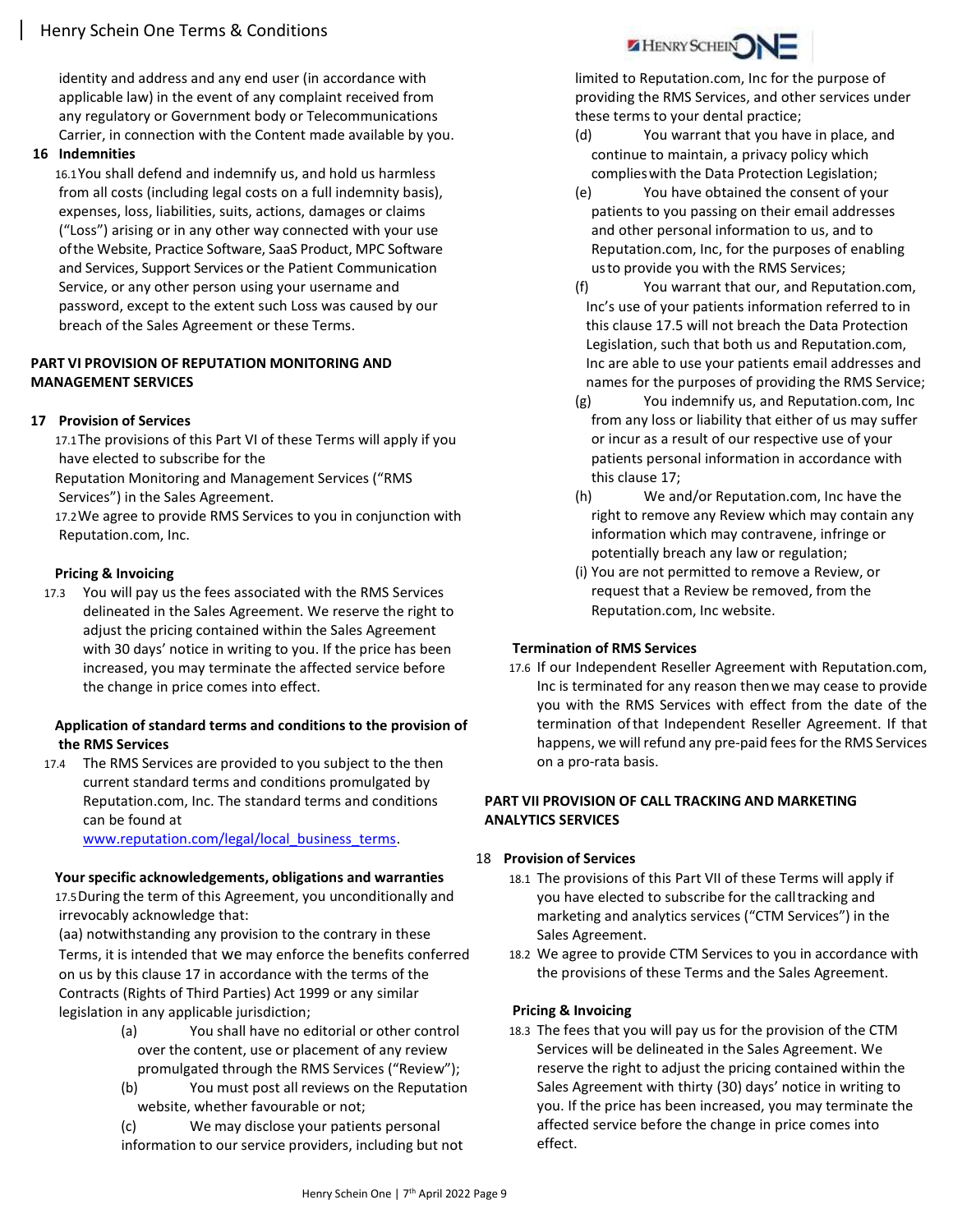identity and address and any end user (in accordance with applicable law) in the event of any complaint received from any regulatory or Government body or Telecommunications Carrier, in connection with the Content made available by you.

## 16 Indemnities

16.1 You shall defend and indemnify us, and hold us harmless from all costs (including legal costs on a full indemnity basis), expenses, loss, liabilities, suits, actions, damages or claims ("Loss") arising or in any other way connected with your use of the Website, Practice Software, SaaS Product, MPC Software and Services, Support Services or the Patient Communication Service, or any other person using your username and password, except to the extent such Loss was caused by our breach of the Sales Agreement or these Terms.

# PART VI PROVISION OF REPUTATION MONITORING AND MANAGEMENT SERVICES

## 17 Provision of Services

17.1 The provisions of this Part VI of these Terms will apply if you have elected to subscribe for the Reputation Monitoring and Management Services ("RMS Services") in the Sales Agreement.

17.2 We agree to provide RMS Services to you in conjunction with Reputation.com, Inc.

**Pricing & Invoicing**

17.3 You will pay us the fees associated with the RMS Services delineated in the Sales Agreement. We reserve the right to adjust the pricing contained within the Sales Agreement with 30 days' notice in writing to you. If the price has been increased, you may terminate the affected service before the change in price comes into effect.

**Application of standard terms and conditions to the provision of the RMS Services**

17.4 The RMS Services are provided to you subject to the then current standard terms and conditions promulgated by Reputation.com, Inc. The standard terms and conditions can be found at www.reputation.com/legal/local_business_terms.

**Your specific acknowledgements, obligations and warranties**

17.5 During the term of this Agreement, you unconditionally and irrevocably acknowledge that:

(aa) notwithstanding any provision to the contrary in these Terms, it is intended that we may enforce the benefits conferred on us by this clause 17 in accordance with the terms of the Contracts (Rights of Third Parties) Act 1999 or any similar legislation in any applicable jurisdiction;

(a) You shall have no editorial or other control over the content, use or placement of any review promulgated through the RMS Services ("Review");

(b) You must post all reviews on the Reputation website, whether favourable or not;

(c) We may disclose your patients personal information to our service providers, including but not limited to Reputation.com, Inc for the purpose of providing the RMS Services, and other services under these terms to your dental practice;

(d) You warrant that you have in place, and continue to maintain, a privacy policy which complies with the Data Protection Legislation;

(e) You have obtained the consent of your patients to you passing on their email addresses and other personal information to us, and to Reputation.com, Inc, for the purposes of enabling us to provide you with the RMS Services;

(f) You warrant that our, and Reputation.com, Inc's use of your patients information referred to in this clause 17.5 will not breach the Data Protection Legislation, such that both us and Reputation.com, Inc are able to use your patients email addresses and names for the purposes of providing the RMS Service;

(g) You indemnify us, and Reputation.com, Inc from any loss or liability that either of us may suffer or incur as a result of our respective use of your patients personal information in accordance with this clause 17;

(h) We and/or Reputation.com, Inc have the right to remove any Review which may contain any information which may contravene, infringe or potentially breach any law or regulation;

(i) You are not permitted to remove a Review, or request that a Review be removed, from the Reputation.com, Inc website.

**Termination of RMS Services**

17.6 If our Independent Reseller Agreement with Reputation.com, Inc is terminated for any reason then we may cease to provide you with the RMS Services with effect from the date of the termination of that Independent Reseller Agreement. If that happens, we will refund any pre-paid fees for the RMS Services on a pro-rata basis.

# PART VII PROVISION OF CALL TRACKING AND MARKETING ANALYTICS SERVICES

## 18 Provision of Services

18.1 The provisions of this Part VII of these Terms will apply if you have elected to subscribe for the call tracking and marketing and analytics services ("CTM Services") in the Sales Agreement.

18.2 We agree to provide CTM Services to you in accordance with the provisions of these Terms and the Sales Agreement.

**Pricing & Invoicing**

18.3 The fees that you will pay us for the provision of the CTM Services will be delineated in the Sales Agreement. We reserve the right to adjust the pricing contained within the Sales Agreement with thirty (30) days' notice in writing to you. If the price has been increased, you may terminate the affected service before the change in price comes into effect.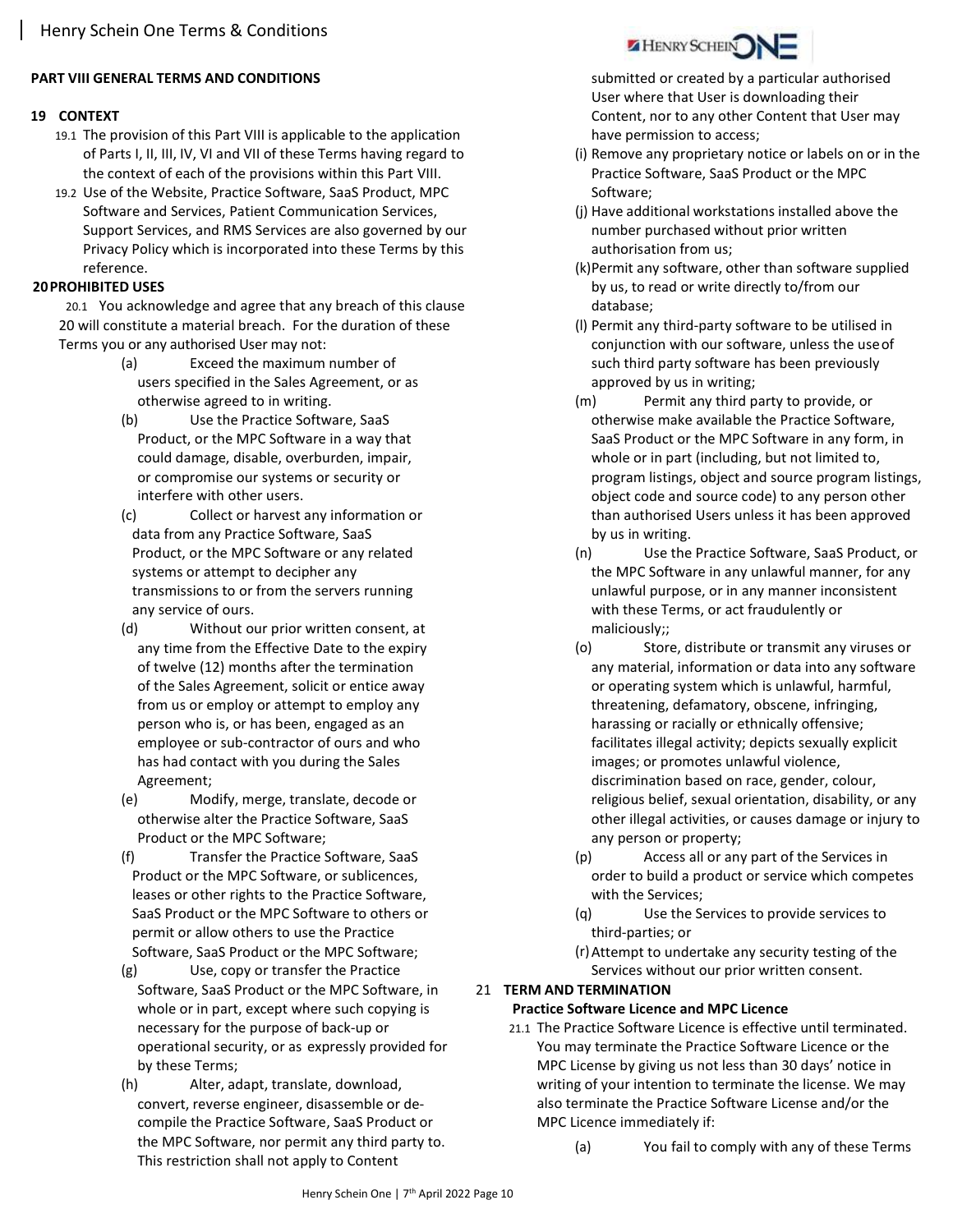## PART VIII GENERAL TERMS AND CONDITIONS

### 19 CONTEXT

19.1 The provision of this Part VIII is applicable to the application of Parts I, II, III, IV, VI and VII of these Terms having regard to the context of each of the provisions within this Part VIII.

19.2 Use of the Website, Practice Software, SaaS Product, MPC Software and Services, Patient Communication Services, Support Services, and RMS Services are also governed by our Privacy Policy which is incorporated into these Terms by this reference.

### 20 PROHIBITED USES

20.1 You acknowledge and agree that any breach of this clause 20 will constitute a material breach. For the duration of these Terms you or any authorised User may not:

(a) Exceed the maximum number of users specified in the Sales Agreement, or as otherwise agreed to in writing.

(b) Use the Practice Software, SaaS Product, or the MPC Software in a way that could damage, disable, overburden, impair, or compromise our systems or security or interfere with other users.

(c) Collect or harvest any information or data from any Practice Software, SaaS Product, or the MPC Software or any related systems or attempt to decipher any transmissions to or from the servers running any service of ours.

(d) Without our prior written consent, at any time from the Effective Date to the expiry of twelve (12) months after the termination of the Sales Agreement, solicit or entice away from us or employ or attempt to employ any person who is, or has been, engaged as an employee or sub-contractor of ours and who has had contact with you during the Sales Agreement;

(e) Modify, merge, translate, decode or otherwise alter the Practice Software, SaaS Product or the MPC Software;

(f) Transfer the Practice Software, SaaS Product or the MPC Software, or sublicences, leases or other rights to the Practice Software, SaaS Product or the MPC Software to others or permit or allow others to use the Practice Software, SaaS Product or the MPC Software;

(g) Use, copy or transfer the Practice Software, SaaS Product or the MPC Software, in whole or in part, except where such copying is necessary for the purpose of back-up or operational security, or as expressly provided for by these Terms;

(h) Alter, adapt, translate, download, convert, reverse engineer, disassemble or de-compile the Practice Software, SaaS Product or the MPC Software, nor permit any third party to. This restriction shall not apply to Content submitted or created by a particular authorised User where that User is downloading their Content, nor to any other Content that User may have permission to access;

(i) Remove any proprietary notice or labels on or in the Practice Software, SaaS Product or the MPC Software;

(j) Have additional workstations installed above the number purchased without prior written authorisation from us;

(k) Permit any software, other than software supplied by us, to read or write directly to/from our database;

(l) Permit any third-party software to be utilised in conjunction with our software, unless the use of such third party software has been previously approved by us in writing;

(m) Permit any third party to provide, or otherwise make available the Practice Software, SaaS Product or the MPC Software in any form, in whole or in part (including, but not limited to, program listings, object and source program listings, object code and source code) to any person other than authorised Users unless it has been approved by us in writing.

(n) Use the Practice Software, SaaS Product, or the MPC Software in any unlawful manner, for any unlawful purpose, or in any manner inconsistent with these Terms, or act fraudulently or maliciously;;

(o) Store, distribute or transmit any viruses or any material, information or data into any software or operating system which is unlawful, harmful, threatening, defamatory, obscene, infringing, harassing or racially or ethnically offensive; facilitates illegal activity; depicts sexually explicit images; or promotes unlawful violence, discrimination based on race, gender, colour, religious belief, sexual orientation, disability, or any other illegal activities, or causes damage or injury to any person or property;

(p) Access all or any part of the Services in order to build a product or service which competes with the Services;

(q) Use the Services to provide services to third-parties; or

(r) Attempt to undertake any security testing of the Services without our prior written consent.

### 21 TERM AND TERMINATION

**Practice Software Licence and MPC Licence**

21.1 The Practice Software Licence is effective until terminated. You may terminate the Practice Software Licence or the MPC License by giving us not less than 30 days' notice in writing of your intention to terminate the license. We may also terminate the Practice Software License and/or the MPC Licence immediately if:

(a) You fail to comply with any of these Terms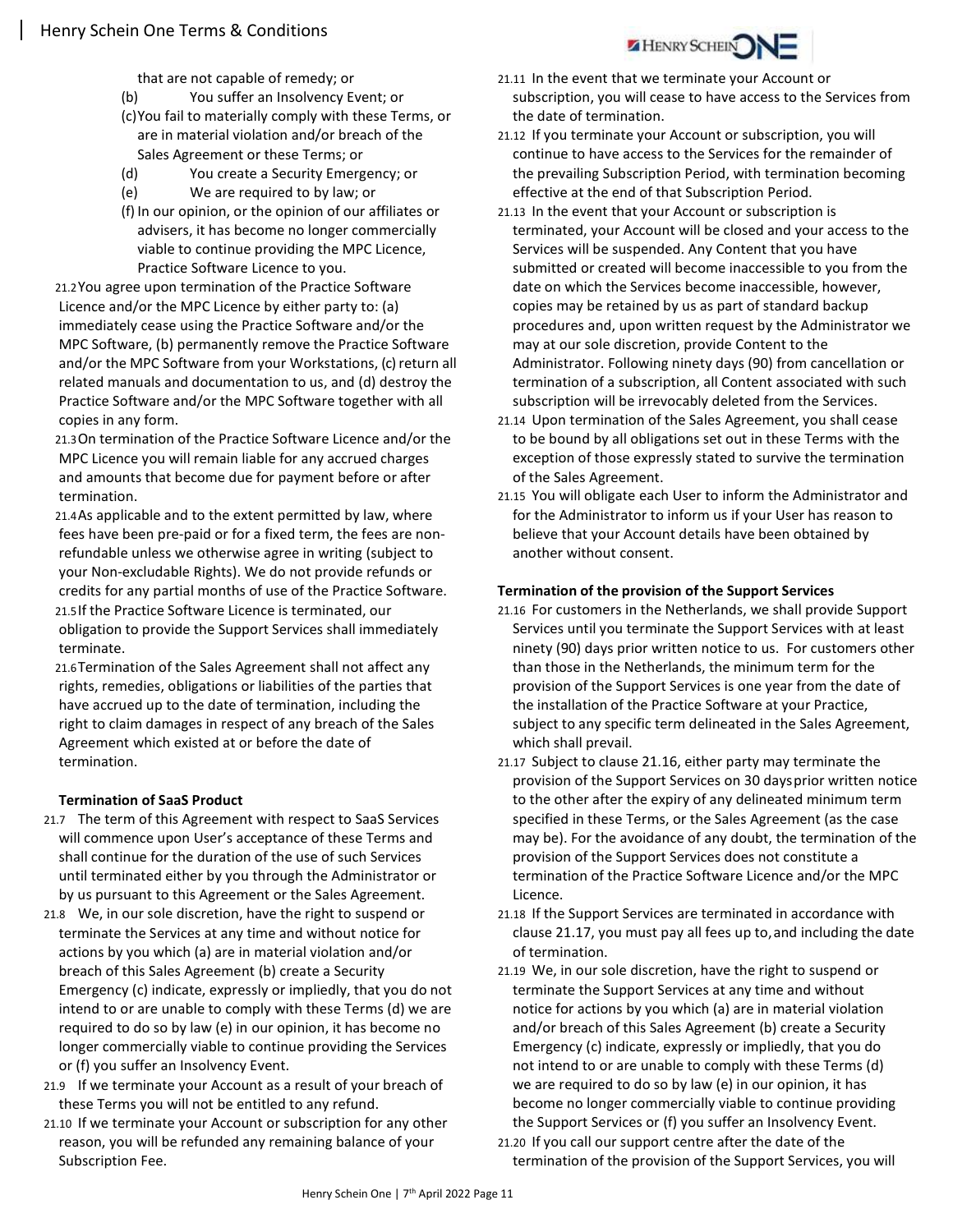that are not capable of remedy; or

(b) You suffer an Insolvency Event; or

(c) You fail to materially comply with these Terms, or are in material violation and/or breach of the Sales Agreement or these Terms; or

(d) You create a Security Emergency; or

(e) We are required to by law; or

(f) In our opinion, or the opinion of our affiliates or advisers, it has become no longer commercially viable to continue providing the MPC Licence, Practice Software Licence to you.

21.2 You agree upon termination of the Practice Software Licence and/or the MPC Licence by either party to: (a) immediately cease using the Practice Software and/or the MPC Software, (b) permanently remove the Practice Software and/or the MPC Software from your Workstations, (c) return all related manuals and documentation to us, and (d) destroy the Practice Software and/or the MPC Software together with all copies in any form.

21.3 On termination of the Practice Software Licence and/or the MPC Licence you will remain liable for any accrued charges and amounts that become due for payment before or after termination.

21.4 As applicable and to the extent permitted by law, where fees have been pre-paid or for a fixed term, the fees are non-refundable unless we otherwise agree in writing (subject to your Non-excludable Rights). We do not provide refunds or credits for any partial months of use of the Practice Software.

21.5 If the Practice Software Licence is terminated, our obligation to provide the Support Services shall immediately terminate.

21.6 Termination of the Sales Agreement shall not affect any rights, remedies, obligations or liabilities of the parties that have accrued up to the date of termination, including the right to claim damages in respect of any breach of the Sales Agreement which existed at or before the date of termination.

**Termination of SaaS Product**

21.7 The term of this Agreement with respect to SaaS Services will commence upon User's acceptance of these Terms and shall continue for the duration of the use of such Services until terminated either by you through the Administrator or by us pursuant to this Agreement or the Sales Agreement.

21.8 We, in our sole discretion, have the right to suspend or terminate the Services at any time and without notice for actions by you which (a) are in material violation and/or breach of this Sales Agreement (b) create a Security Emergency (c) indicate, expressly or impliedly, that you do not intend to or are unable to comply with these Terms (d) we are required to do so by law (e) in our opinion, it has become no longer commercially viable to continue providing the Services or (f) you suffer an Insolvency Event.

21.9 If we terminate your Account as a result of your breach of these Terms you will not be entitled to any refund.

21.10 If we terminate your Account or subscription for any other reason, you will be refunded any remaining balance of your Subscription Fee.

21.11 In the event that we terminate your Account or subscription, you will cease to have access to the Services from the date of termination.

21.12 If you terminate your Account or subscription, you will continue to have access to the Services for the remainder of the prevailing Subscription Period, with termination becoming effective at the end of that Subscription Period.

21.13 In the event that your Account or subscription is terminated, your Account will be closed and your access to the Services will be suspended. Any Content that you have submitted or created will become inaccessible to you from the date on which the Services become inaccessible, however, copies may be retained by us as part of standard backup procedures and, upon written request by the Administrator we may at our sole discretion, provide Content to the Administrator. Following ninety days (90) from cancellation or termination of a subscription, all Content associated with such subscription will be irrevocably deleted from the Services.

21.14 Upon termination of the Sales Agreement, you shall cease to be bound by all obligations set out in these Terms with the exception of those expressly stated to survive the termination of the Sales Agreement.

21.15 You will obligate each User to inform the Administrator and for the Administrator to inform us if your User has reason to believe that your Account details have been obtained by another without consent.

**Termination of the provision of the Support Services**

21.16 For customers in the Netherlands, we shall provide Support Services until you terminate the Support Services with at least ninety (90) days prior written notice to us. For customers other than those in the Netherlands, the minimum term for the provision of the Support Services is one year from the date of the installation of the Practice Software at your Practice, subject to any specific term delineated in the Sales Agreement, which shall prevail.

21.17 Subject to clause 21.16, either party may terminate the provision of the Support Services on 30 days prior written notice to the other after the expiry of any delineated minimum term specified in these Terms, or the Sales Agreement (as the case may be). For the avoidance of any doubt, the termination of the provision of the Support Services does not constitute a termination of the Practice Software Licence and/or the MPC Licence.

21.18 If the Support Services are terminated in accordance with clause 21.17, you must pay all fees up to, and including the date of termination.

21.19 We, in our sole discretion, have the right to suspend or terminate the Support Services at any time and without notice for actions by you which (a) are in material violation and/or breach of this Sales Agreement (b) create a Security Emergency (c) indicate, expressly or impliedly, that you do not intend to or are unable to comply with these Terms (d) we are required to do so by law (e) in our opinion, it has become no longer commercially viable to continue providing the Support Services or (f) you suffer an Insolvency Event.

21.20 If you call our support centre after the date of the termination of the provision of the Support Services, you will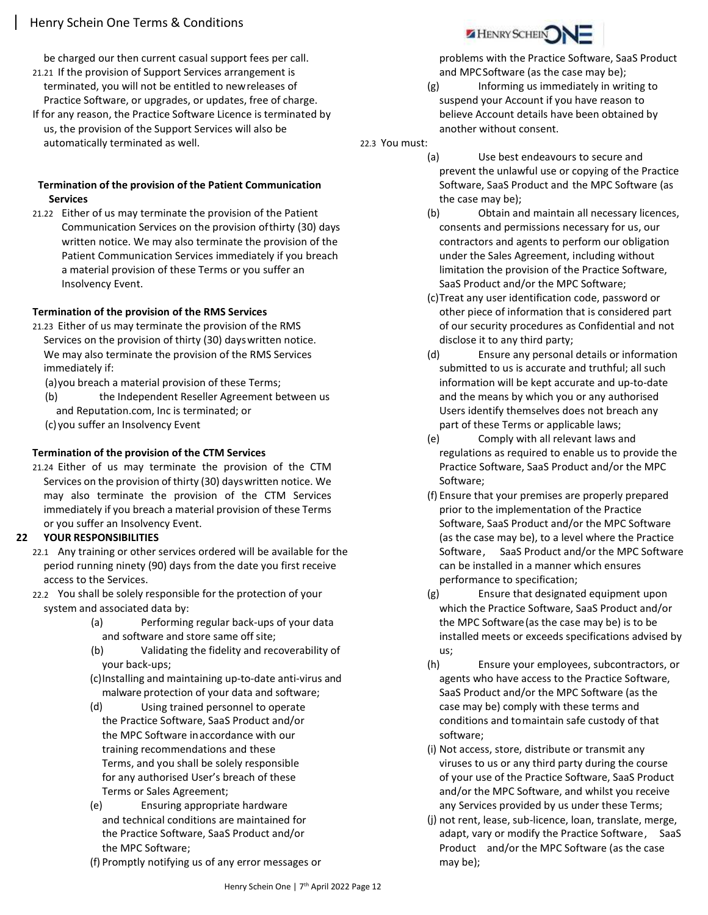be charged our then current casual support fees per call.

21.21 If the provision of Support Services arrangement is terminated, you will not be entitled to new releases of Practice Software, or upgrades, or updates, free of charge.

If for any reason, the Practice Software Licence is terminated by us, the provision of the Support Services will also be automatically terminated as well.

**Termination of the provision of the Patient Communication Services**

21.22 Either of us may terminate the provision of the Patient Communication Services on the provision of thirty (30) days written notice. We may also terminate the provision of the Patient Communication Services immediately if you breach a material provision of these Terms or you suffer an Insolvency Event.

**Termination of the provision of the RMS Services**

21.23 Either of us may terminate the provision of the RMS Services on the provision of thirty (30) days written notice. We may also terminate the provision of the RMS Services immediately if:

(a) you breach a material provision of these Terms;

(b) the Independent Reseller Agreement between us and Reputation.com, Inc is terminated; or

(c) you suffer an Insolvency Event

**Termination of the provision of the CTM Services**

21.24 Either of us may terminate the provision of the CTM Services on the provision of thirty (30) days written notice. We may also terminate the provision of the CTM Services immediately if you breach a material provision of these Terms or you suffer an Insolvency Event.

## 22 YOUR RESPONSIBILITIES

22.1 Any training or other services ordered will be available for the period running ninety (90) days from the date you first receive access to the Services.

22.2 You shall be solely responsible for the protection of your system and associated data by:

(a) Performing regular back-ups of your data and software and store same off site;

(b) Validating the fidelity and recoverability of your back-ups;

(c) Installing and maintaining up-to-date anti-virus and malware protection of your data and software;

(d) Using trained personnel to operate the Practice Software, SaaS Product and/or the MPC Software in accordance with our training recommendations and these Terms, and you shall be solely responsible for any authorised User's breach of these Terms or Sales Agreement;

(e) Ensuring appropriate hardware and technical conditions are maintained for the Practice Software, SaaS Product and/or the MPC Software;

(f) Promptly notifying us of any error messages or problems with the Practice Software, SaaS Product and MPC Software (as the case may be);

(g) Informing us immediately in writing to suspend your Account if you have reason to believe Account details have been obtained by another without consent.

22.3 You must:

(a) Use best endeavours to secure and prevent the unlawful use or copying of the Practice Software, SaaS Product and the MPC Software (as the case may be);

(b) Obtain and maintain all necessary licences, consents and permissions necessary for us, our contractors and agents to perform our obligation under the Sales Agreement, including without limitation the provision of the Practice Software, SaaS Product and/or the MPC Software;

(c) Treat any user identification code, password or other piece of information that is considered part of our security procedures as Confidential and not disclose it to any third party;

(d) Ensure any personal details or information submitted to us is accurate and truthful; all such information will be kept accurate and up-to-date and the means by which you or any authorised Users identify themselves does not breach any part of these Terms or applicable laws;

(e) Comply with all relevant laws and regulations as required to enable us to provide the Practice Software, SaaS Product and/or the MPC Software;

(f) Ensure that your premises are properly prepared prior to the implementation of the Practice Software, SaaS Product and/or the MPC Software (as the case may be), to a level where the Practice Software, SaaS Product and/or the MPC Software can be installed in a manner which ensures performance to specification;

(g) Ensure that designated equipment upon which the Practice Software, SaaS Product and/or the MPC Software (as the case may be) is to be installed meets or exceeds specifications advised by us;

(h) Ensure your employees, subcontractors, or agents who have access to the Practice Software, SaaS Product and/or the MPC Software (as the case may be) comply with these terms and conditions and to maintain safe custody of that software;

(i) Not access, store, distribute or transmit any viruses to us or any third party during the course of your use of the Practice Software, SaaS Product and/or the MPC Software, and whilst you receive any Services provided by us under these Terms;

(j) not rent, lease, sub-licence, loan, translate, merge, adapt, vary or modify the Practice Software, SaaS Product and/or the MPC Software (as the case may be);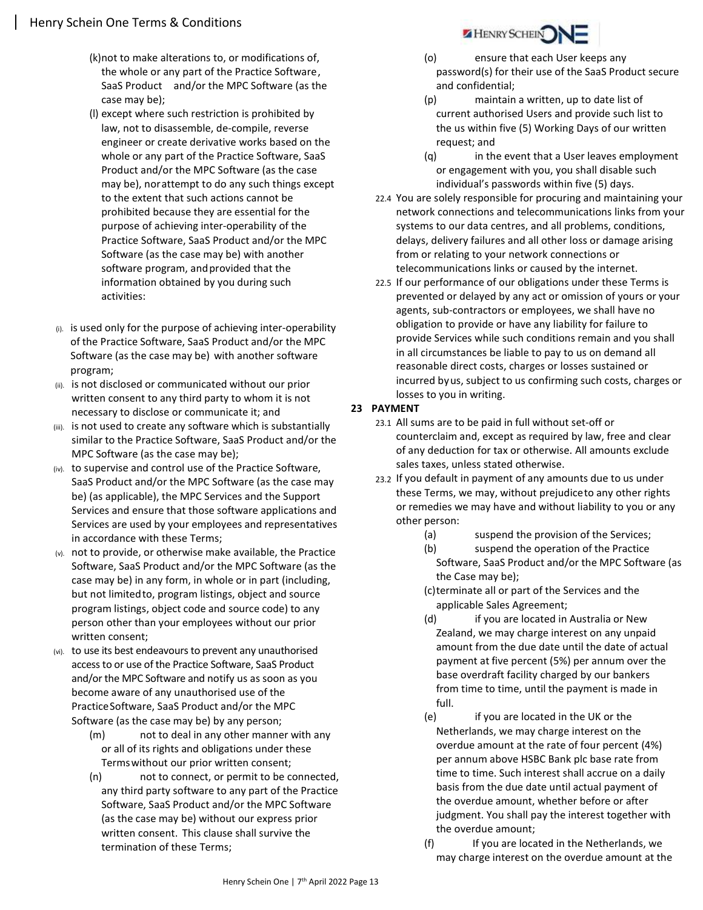(k) not to make alterations to, or modifications of, the whole or any part of the Practice Software, SaaS Product and/or the MPC Software (as the case may be);

(l) except where such restriction is prohibited by law, not to disassemble, de-compile, reverse engineer or create derivative works based on the whole or any part of the Practice Software, SaaS Product and/or the MPC Software (as the case may be), nor attempt to do any such things except to the extent that such actions cannot be prohibited because they are essential for the purpose of achieving inter-operability of the Practice Software, SaaS Product and/or the MPC Software (as the case may be) with another software program, and provided that the information obtained by you during such activities:

(i). is used only for the purpose of achieving inter-operability of the Practice Software, SaaS Product and/or the MPC Software (as the case may be) with another software program;

(ii). is not disclosed or communicated without our prior written consent to any third party to whom it is not necessary to disclose or communicate it; and

(iii). is not used to create any software which is substantially similar to the Practice Software, SaaS Product and/or the MPC Software (as the case may be);

(iv). to supervise and control use of the Practice Software, SaaS Product and/or the MPC Software (as the case may be) (as applicable), the MPC Services and the Support Services and ensure that those software applications and Services are used by your employees and representatives in accordance with these Terms;

(v). not to provide, or otherwise make available, the Practice Software, SaaS Product and/or the MPC Software (as the case may be) in any form, in whole or in part (including, but not limited to, program listings, object and source program listings, object code and source code) to any person other than your employees without our prior written consent;

(vi). to use its best endeavours to prevent any unauthorised access to or use of the Practice Software, SaaS Product and/or the MPC Software and notify us as soon as you become aware of any unauthorised use of the Practice Software, SaaS Product and/or the MPC Software (as the case may be) by any person;

(m) not to deal in any other manner with any or all of its rights and obligations under these Terms without our prior written consent;

(n) not to connect, or permit to be connected, any third party software to any part of the Practice Software, SaaS Product and/or the MPC Software (as the case may be) without our express prior written consent. This clause shall survive the termination of these Terms;

(o) ensure that each User keeps any password(s) for their use of the SaaS Product secure and confidential;

(p) maintain a written, up to date list of current authorised Users and provide such list to the us within five (5) Working Days of our written request; and

(q) in the event that a User leaves employment or engagement with you, you shall disable such individual's passwords within five (5) days.

22.4 You are solely responsible for procuring and maintaining your network connections and telecommunications links from your systems to our data centres, and all problems, conditions, delays, delivery failures and all other loss or damage arising from or relating to your network connections or telecommunications links or caused by the internet.

22.5 If our performance of our obligations under these Terms is prevented or delayed by any act or omission of yours or your agents, sub-contractors or employees, we shall have no obligation to provide or have any liability for failure to provide Services while such conditions remain and you shall in all circumstances be liable to pay to us on demand all reasonable direct costs, charges or losses sustained or incurred by us, subject to us confirming such costs, charges or losses to you in writing.

## 23 PAYMENT

23.1 All sums are to be paid in full without set-off or counterclaim and, except as required by law, free and clear of any deduction for tax or otherwise. All amounts exclude sales taxes, unless stated otherwise.

23.2 If you default in payment of any amounts due to us under these Terms, we may, without prejudice to any other rights or remedies we may have and without liability to you or any other person:

(a) suspend the provision of the Services;

(b) suspend the operation of the Practice Software, SaaS Product and/or the MPC Software (as the Case may be);

(c) terminate all or part of the Services and the applicable Sales Agreement;

(d) if you are located in Australia or New Zealand, we may charge interest on any unpaid amount from the due date until the date of actual payment at five percent (5%) per annum over the base overdraft facility charged by our bankers from time to time, until the payment is made in full.

(e) if you are located in the UK or the Netherlands, we may charge interest on the overdue amount at the rate of four percent (4%) per annum above HSBC Bank plc base rate from time to time. Such interest shall accrue on a daily basis from the due date until actual payment of the overdue amount, whether before or after judgment. You shall pay the interest together with the overdue amount;

(f) If you are located in the Netherlands, we may charge interest on the overdue amount at the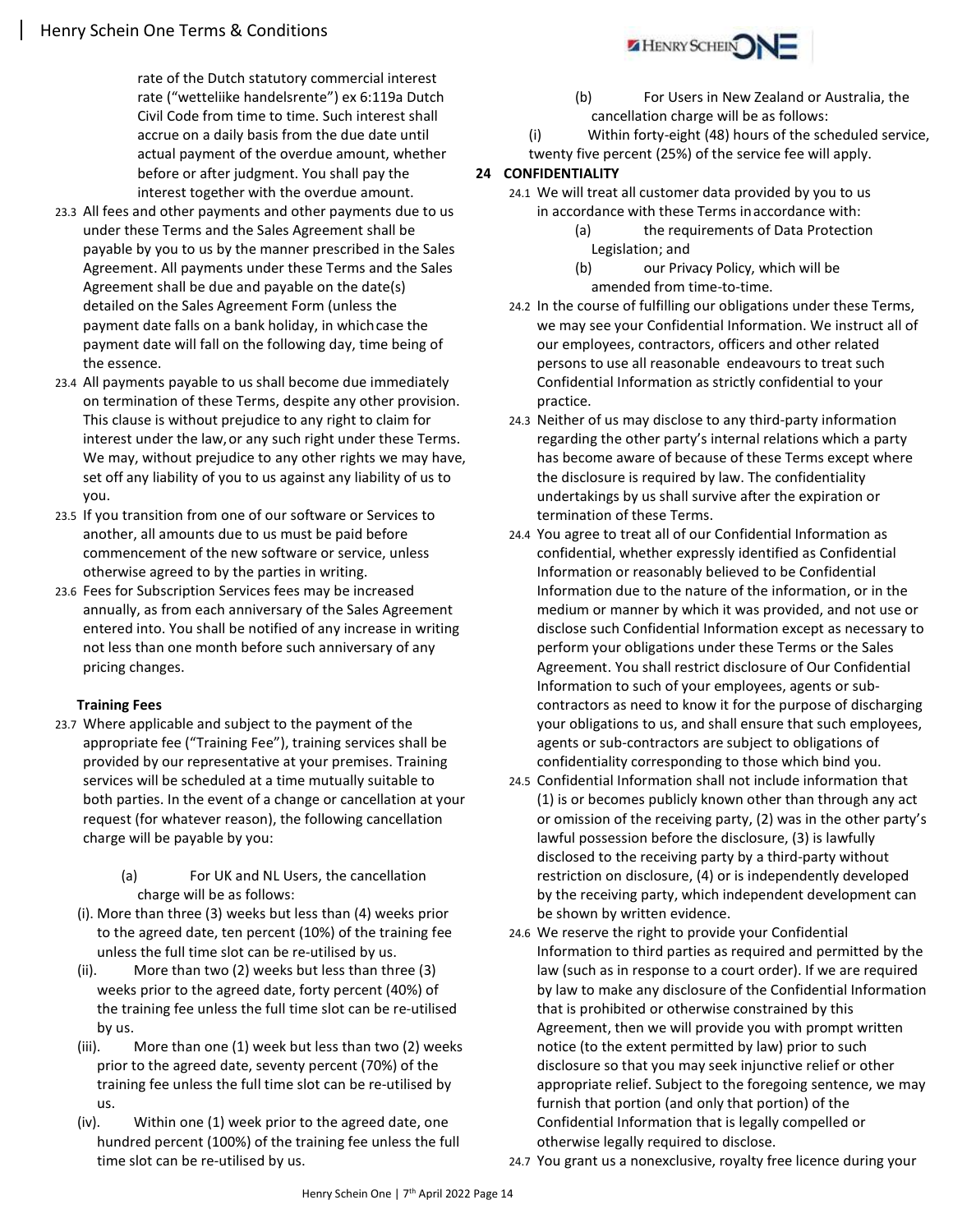rate of the Dutch statutory commercial interest rate ("wetteliike handelsrente") ex 6:119a Dutch Civil Code from time to time. Such interest shall accrue on a daily basis from the due date until actual payment of the overdue amount, whether before or after judgment. You shall pay the interest together with the overdue amount.

23.3 All fees and other payments and other payments due to us under these Terms and the Sales Agreement shall be payable by you to us by the manner prescribed in the Sales Agreement. All payments under these Terms and the Sales Agreement shall be due and payable on the date(s) detailed on the Sales Agreement Form (unless the payment date falls on a bank holiday, in which case the payment date will fall on the following day, time being of the essence.

23.4 All payments payable to us shall become due immediately on termination of these Terms, despite any other provision. This clause is without prejudice to any right to claim for interest under the law, or any such right under these Terms. We may, without prejudice to any other rights we may have, set off any liability of you to us against any liability of us to you.

23.5 If you transition from one of our software or Services to another, all amounts due to us must be paid before commencement of the new software or service, unless otherwise agreed to by the parties in writing.

23.6 Fees for Subscription Services fees may be increased annually, as from each anniversary of the Sales Agreement entered into. You shall be notified of any increase in writing not less than one month before such anniversary of any pricing changes.

**Training Fees**

23.7 Where applicable and subject to the payment of the appropriate fee ("Training Fee"), training services shall be provided by our representative at your premises. Training services will be scheduled at a time mutually suitable to both parties. In the event of a change or cancellation at your request (for whatever reason), the following cancellation charge will be payable by you:

(a) For UK and NL Users, the cancellation charge will be as follows:

(i). More than three (3) weeks but less than (4) weeks prior to the agreed date, ten percent (10%) of the training fee unless the full time slot can be re-utilised by us.

(ii). More than two (2) weeks but less than three (3) weeks prior to the agreed date, forty percent (40%) of the training fee unless the full time slot can be re-utilised by us.

(iii). More than one (1) week but less than two (2) weeks prior to the agreed date, seventy percent (70%) of the training fee unless the full time slot can be re-utilised by us.

(iv). Within one (1) week prior to the agreed date, one hundred percent (100%) of the training fee unless the full time slot can be re-utilised by us.

(b) For Users in New Zealand or Australia, the cancellation charge will be as follows:

(i) Within forty-eight (48) hours of the scheduled service, twenty five percent (25%) of the service fee will apply.

## 24 CONFIDENTIALITY

24.1 We will treat all customer data provided by you to us in accordance with these Terms in accordance with:

(a) the requirements of Data Protection Legislation; and

(b) our Privacy Policy, which will be amended from time-to-time.

24.2 In the course of fulfilling our obligations under these Terms, we may see your Confidential Information. We instruct all of our employees, contractors, officers and other related persons to use all reasonable endeavours to treat such Confidential Information as strictly confidential to your practice.

24.3 Neither of us may disclose to any third-party information regarding the other party's internal relations which a party has become aware of because of these Terms except where the disclosure is required by law. The confidentiality undertakings by us shall survive after the expiration or termination of these Terms.

24.4 You agree to treat all of our Confidential Information as confidential, whether expressly identified as Confidential Information or reasonably believed to be Confidential Information due to the nature of the information, or in the medium or manner by which it was provided, and not use or disclose such Confidential Information except as necessary to perform your obligations under these Terms or the Sales Agreement. You shall restrict disclosure of Our Confidential Information to such of your employees, agents or sub-contractors as need to know it for the purpose of discharging your obligations to us, and shall ensure that such employees, agents or sub-contractors are subject to obligations of confidentiality corresponding to those which bind you.

24.5 Confidential Information shall not include information that (1) is or becomes publicly known other than through any act or omission of the receiving party, (2) was in the other party's lawful possession before the disclosure, (3) is lawfully disclosed to the receiving party by a third-party without restriction on disclosure, (4) or is independently developed by the receiving party, which independent development can be shown by written evidence.

24.6 We reserve the right to provide your Confidential Information to third parties as required and permitted by the law (such as in response to a court order). If we are required by law to make any disclosure of the Confidential Information that is prohibited or otherwise constrained by this Agreement, then we will provide you with prompt written notice (to the extent permitted by law) prior to such disclosure so that you may seek injunctive relief or other appropriate relief. Subject to the foregoing sentence, we may furnish that portion (and only that portion) of the Confidential Information that is legally compelled or otherwise legally required to disclose.

24.7 You grant us a nonexclusive, royalty free licence during your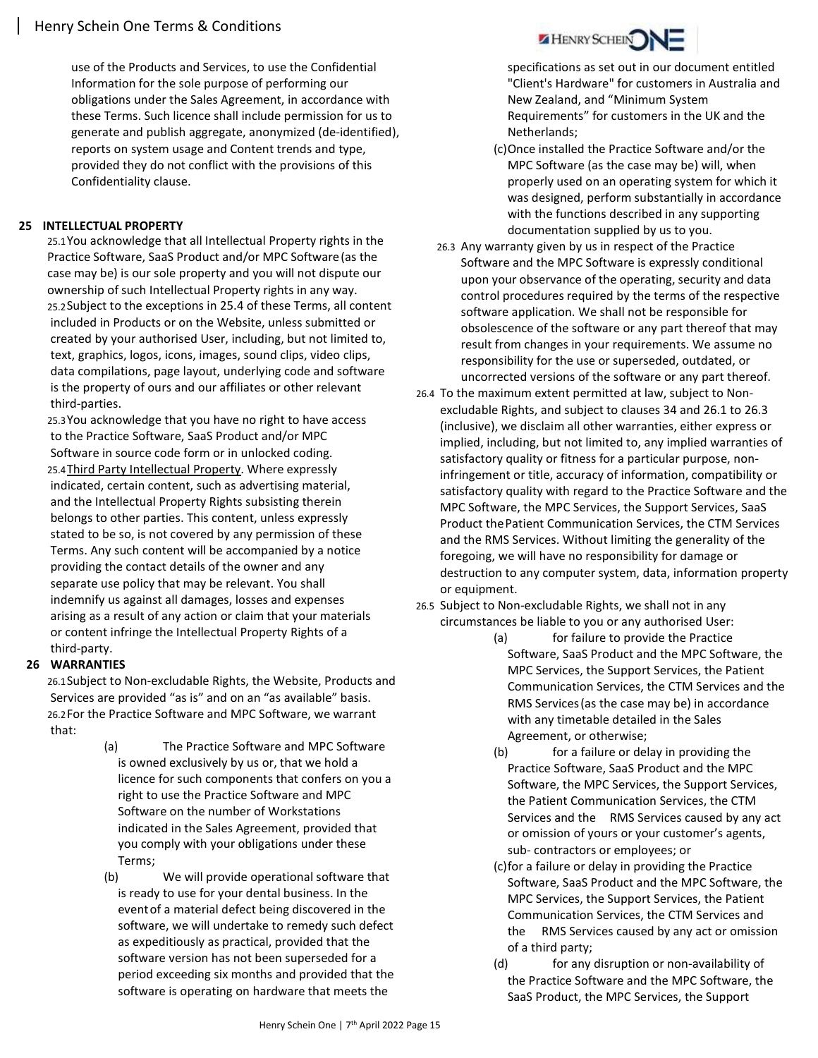use of the Products and Services, to use the Confidential Information for the sole purpose of performing our obligations under the Sales Agreement, in accordance with these Terms. Such licence shall include permission for us to generate and publish aggregate, anonymized (de-identified), reports on system usage and Content trends and type, provided they do not conflict with the provisions of this Confidentiality clause.

## 25 INTELLECTUAL PROPERTY

25.1 You acknowledge that all Intellectual Property rights in the Practice Software, SaaS Product and/or MPC Software (as the case may be) is our sole property and you will not dispute our ownership of such Intellectual Property rights in any way.

25.2 Subject to the exceptions in 25.4 of these Terms, all content included in Products or on the Website, unless submitted or created by your authorised User, including, but not limited to, text, graphics, logos, icons, images, sound clips, video clips, data compilations, page layout, underlying code and software is the property of ours and our affiliates or other relevant third-parties.

25.3 You acknowledge that you have no right to have access to the Practice Software, SaaS Product and/or MPC Software in source code form or in unlocked coding.

25.4 Third Party Intellectual Property. Where expressly indicated, certain content, such as advertising material, and the Intellectual Property Rights subsisting therein belongs to other parties. This content, unless expressly stated to be so, is not covered by any permission of these Terms. Any such content will be accompanied by a notice providing the contact details of the owner and any separate use policy that may be relevant. You shall indemnify us against all damages, losses and expenses arising as a result of any action or claim that your materials or content infringe the Intellectual Property Rights of a third-party.

## 26 WARRANTIES

26.1 Subject to Non-excludable Rights, the Website, Products and Services are provided "as is" and on an "as available" basis.

26.2 For the Practice Software and MPC Software, we warrant that:

(a) The Practice Software and MPC Software is owned exclusively by us or, that we hold a licence for such components that confers on you a right to use the Practice Software and MPC Software on the number of Workstations indicated in the Sales Agreement, provided that you comply with your obligations under these Terms;

(b) We will provide operational software that is ready to use for your dental business. In the event of a material defect being discovered in the software, we will undertake to remedy such defect as expeditiously as practical, provided that the software version has not been superseded for a period exceeding six months and provided that the software is operating on hardware that meets the specifications as set out in our document entitled "Client's Hardware" for customers in Australia and New Zealand, and "Minimum System Requirements" for customers in the UK and the Netherlands;

(c) Once installed the Practice Software and/or the MPC Software (as the case may be) will, when properly used on an operating system for which it was designed, perform substantially in accordance with the functions described in any supporting documentation supplied by us to you.

26.3 Any warranty given by us in respect of the Practice Software and the MPC Software is expressly conditional upon your observance of the operating, security and data control procedures required by the terms of the respective software application. We shall not be responsible for obsolescence of the software or any part thereof that may result from changes in your requirements. We assume no responsibility for the use or superseded, outdated, or uncorrected versions of the software or any part thereof.

26.4 To the maximum extent permitted at law, subject to Non-excludable Rights, and subject to clauses 34 and 26.1 to 26.3 (inclusive), we disclaim all other warranties, either express or implied, including, but not limited to, any implied warranties of satisfactory quality or fitness for a particular purpose, non-infringement or title, accuracy of information, compatibility or satisfactory quality with regard to the Practice Software and the MPC Software, the MPC Services, the Support Services, SaaS Product the Patient Communication Services, the CTM Services and the RMS Services. Without limiting the generality of the foregoing, we will have no responsibility for damage or destruction to any computer system, data, information property or equipment.

26.5 Subject to Non-excludable Rights, we shall not in any circumstances be liable to you or any authorised User:

(a) for failure to provide the Practice Software, SaaS Product and the MPC Software, the MPC Services, the Support Services, the Patient Communication Services, the CTM Services and the RMS Services (as the case may be) in accordance with any timetable detailed in the Sales Agreement, or otherwise;

(b) for a failure or delay in providing the Practice Software, SaaS Product and the MPC Software, the MPC Services, the Support Services, the Patient Communication Services, the CTM Services and the RMS Services caused by any act or omission of yours or your customer's agents, sub- contractors or employees; or

(c) for a failure or delay in providing the Practice Software, SaaS Product and the MPC Software, the MPC Services, the Support Services, the Patient Communication Services, the CTM Services and the RMS Services caused by any act or omission of a third party;

(d) for any disruption or non-availability of the Practice Software and the MPC Software, the SaaS Product, the MPC Services, the Support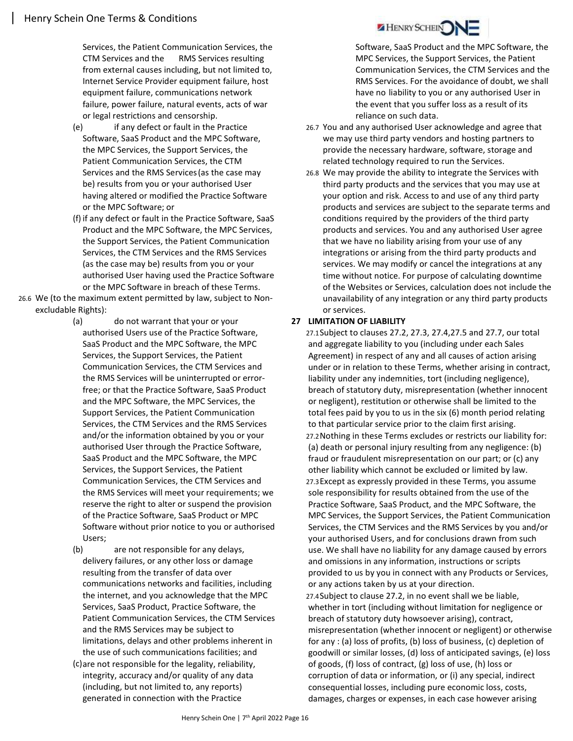Services, the Patient Communication Services, the CTM Services and the RMS Services resulting from external causes including, but not limited to, Internet Service Provider equipment failure, host equipment failure, communications network failure, power failure, natural events, acts of war or legal restrictions and censorship.

(e) if any defect or fault in the Practice Software, SaaS Product and the MPC Software, the MPC Services, the Support Services, the Patient Communication Services, the CTM Services and the RMS Services (as the case may be) results from you or your authorised User having altered or modified the Practice Software or the MPC Software; or

(f) if any defect or fault in the Practice Software, SaaS Product and the MPC Software, the MPC Services, the Support Services, the Patient Communication Services, the CTM Services and the RMS Services (as the case may be) results from you or your authorised User having used the Practice Software or the MPC Software in breach of these Terms.

26.6 We (to the maximum extent permitted by law, subject to Non-excludable Rights):

(a) do not warrant that your or your authorised Users use of the Practice Software, SaaS Product and the MPC Software, the MPC Services, the Support Services, the Patient Communication Services, the CTM Services and the RMS Services will be uninterrupted or error-free; or that the Practice Software, SaaS Product and the MPC Software, the MPC Services, the Support Services, the Patient Communication Services, the CTM Services and the RMS Services and/or the information obtained by you or your authorised User through the Practice Software, SaaS Product and the MPC Software, the MPC Services, the Support Services, the Patient Communication Services, the CTM Services and the RMS Services will meet your requirements; we reserve the right to alter or suspend the provision of the Practice Software, SaaS Product or MPC Software without prior notice to you or authorised Users;

(b) are not responsible for any delays, delivery failures, or any other loss or damage resulting from the transfer of data over communications networks and facilities, including the internet, and you acknowledge that the MPC Services, SaaS Product, Practice Software, the Patient Communication Services, the CTM Services and the RMS Services may be subject to limitations, delays and other problems inherent in the use of such communications facilities; and

(c) are not responsible for the legality, reliability, integrity, accuracy and/or quality of any data (including, but not limited to, any reports) generated in connection with the Practice Software, SaaS Product and the MPC Software, the MPC Services, the Support Services, the Patient Communication Services, the CTM Services and the RMS Services. For the avoidance of doubt, we shall have no liability to you or any authorised User in the event that you suffer loss as a result of its reliance on such data.

26.7 You and any authorised User acknowledge and agree that we may use third party vendors and hosting partners to provide the necessary hardware, software, storage and related technology required to run the Services.

26.8 We may provide the ability to integrate the Services with third party products and the services that you may use at your option and risk. Access to and use of any third party products and services are subject to the separate terms and conditions required by the providers of the third party products and services. You and any authorised User agree that we have no liability arising from your use of any integrations or arising from the third party products and services. We may modify or cancel the integrations at any time without notice. For purpose of calculating downtime of the Websites or Services, calculation does not include the unavailability of any integration or any third party products or services.

## 27 LIMITATION OF LIABILITY

27.1 Subject to clauses 27.2, 27.3, 27.4,27.5 and 27.7, our total and aggregate liability to you (including under each Sales Agreement) in respect of any and all causes of action arising under or in relation to these Terms, whether arising in contract, liability under any indemnities, tort (including negligence), breach of statutory duty, misrepresentation (whether innocent or negligent), restitution or otherwise shall be limited to the total fees paid by you to us in the six (6) month period relating to that particular service prior to the claim first arising.

27.2 Nothing in these Terms excludes or restricts our liability for: (a) death or personal injury resulting from any negligence: (b) fraud or fraudulent misrepresentation on our part; or (c) any other liability which cannot be excluded or limited by law.

27.3 Except as expressly provided in these Terms, you assume sole responsibility for results obtained from the use of the Practice Software, SaaS Product, and the MPC Software, the MPC Services, the Support Services, the Patient Communication Services, the CTM Services and the RMS Services by you and/or your authorised Users, and for conclusions drawn from such use. We shall have no liability for any damage caused by errors and omissions in any information, instructions or scripts provided to us by you in connect with any Products or Services, or any actions taken by us at your direction.

27.4 Subject to clause 27.2, in no event shall we be liable, whether in tort (including without limitation for negligence or breach of statutory duty howsoever arising), contract, misrepresentation (whether innocent or negligent) or otherwise for any : (a) loss of profits, (b) loss of business, (c) depletion of goodwill or similar losses, (d) loss of anticipated savings, (e) loss of goods, (f) loss of contract, (g) loss of use, (h) loss or corruption of data or information, or (i) any special, indirect consequential losses, including pure economic loss, costs, damages, charges or expenses, in each case however arising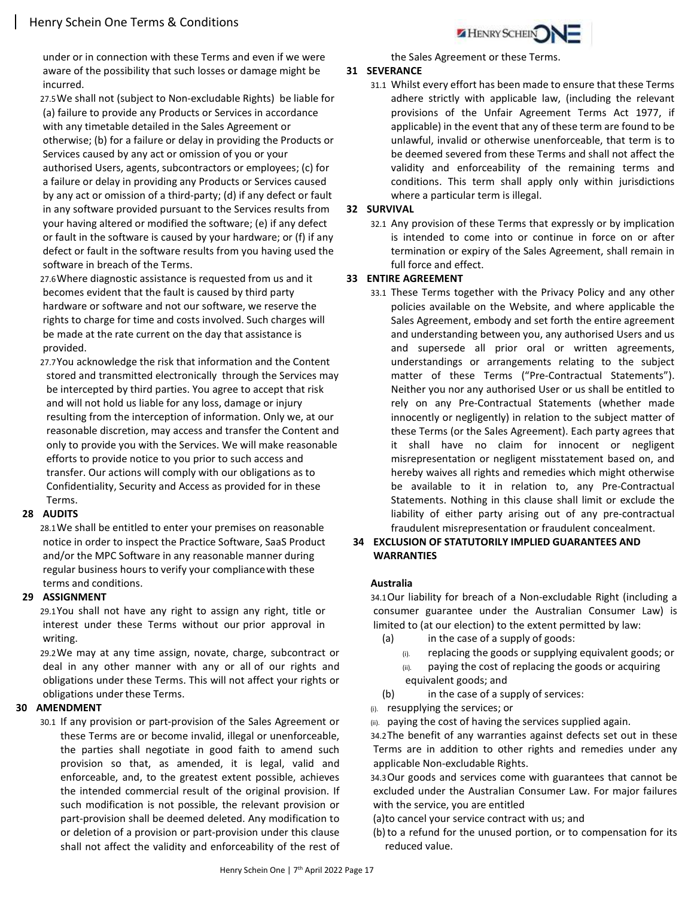under or in connection with these Terms and even if we were aware of the possibility that such losses or damage might be incurred.

27.5 We shall not (subject to Non-excludable Rights) be liable for (a) failure to provide any Products or Services in accordance with any timetable detailed in the Sales Agreement or otherwise; (b) for a failure or delay in providing the Products or Services caused by any act or omission of you or your authorised Users, agents, subcontractors or employees; (c) for a failure or delay in providing any Products or Services caused by any act or omission of a third-party; (d) if any defect or fault in any software provided pursuant to the Services results from your having altered or modified the software; (e) if any defect or fault in the software is caused by your hardware; or (f) if any defect or fault in the software results from you having used the software in breach of the Terms.

27.6 Where diagnostic assistance is requested from us and it becomes evident that the fault is caused by third party hardware or software and not our software, we reserve the rights to charge for time and costs involved. Such charges will be made at the rate current on the day that assistance is provided.

27.7 You acknowledge the risk that information and the Content stored and transmitted electronically through the Services may be intercepted by third parties. You agree to accept that risk and will not hold us liable for any loss, damage or injury resulting from the interception of information. Only we, at our reasonable discretion, may access and transfer the Content and only to provide you with the Services. We will make reasonable efforts to provide notice to you prior to such access and transfer. Our actions will comply with our obligations as to Confidentiality, Security and Access as provided for in these Terms.

## 28 AUDITS

28.1 We shall be entitled to enter your premises on reasonable notice in order to inspect the Practice Software, SaaS Product and/or the MPC Software in any reasonable manner during regular business hours to verify your compliance with these terms and conditions.

## 29 ASSIGNMENT

29.1 You shall not have any right to assign any right, title or interest under these Terms without our prior approval in writing.

29.2 We may at any time assign, novate, charge, subcontract or deal in any other manner with any or all of our rights and obligations under these Terms. This will not affect your rights or obligations under these Terms.

## 30 AMENDMENT

30.1 If any provision or part-provision of the Sales Agreement or these Terms are or become invalid, illegal or unenforceable, the parties shall negotiate in good faith to amend such provision so that, as amended, it is legal, valid and enforceable, and, to the greatest extent possible, achieves the intended commercial result of the original provision. If such modification is not possible, the relevant provision or part-provision shall be deemed deleted. Any modification to or deletion of a provision or part-provision under this clause shall not affect the validity and enforceability of the rest of the Sales Agreement or these Terms.

## 31 SEVERANCE

31.1 Whilst every effort has been made to ensure that these Terms adhere strictly with applicable law, (including the relevant provisions of the Unfair Agreement Terms Act 1977, if applicable) in the event that any of these term are found to be unlawful, invalid or otherwise unenforceable, that term is to be deemed severed from these Terms and shall not affect the validity and enforceability of the remaining terms and conditions. This term shall apply only within jurisdictions where a particular term is illegal.

## 32 SURVIVAL

32.1 Any provision of these Terms that expressly or by implication is intended to come into or continue in force on or after termination or expiry of the Sales Agreement, shall remain in full force and effect.

## 33 ENTIRE AGREEMENT

33.1 These Terms together with the Privacy Policy and any other policies available on the Website, and where applicable the Sales Agreement, embody and set forth the entire agreement and understanding between you, any authorised Users and us and supersede all prior oral or written agreements, understandings or arrangements relating to the subject matter of these Terms ("Pre-Contractual Statements"). Neither you nor any authorised User or us shall be entitled to rely on any Pre-Contractual Statements (whether made innocently or negligently) in relation to the subject matter of these Terms (or the Sales Agreement). Each party agrees that it shall have no claim for innocent or negligent misrepresentation or negligent misstatement based on, and hereby waives all rights and remedies which might otherwise be available to it in relation to, any Pre-Contractual Statements. Nothing in this clause shall limit or exclude the liability of either party arising out of any pre-contractual fraudulent misrepresentation or fraudulent concealment.

## 34 EXCLUSION OF STATUTORILY IMPLIED GUARANTEES AND WARRANTIES

**Australia**

34.1 Our liability for breach of a Non-excludable Right (including a consumer guarantee under the Australian Consumer Law) is limited to (at our election) to the extent permitted by law:

(a) in the case of a supply of goods:
   (i). replacing the goods or supplying equivalent goods; or
   (ii). paying the cost of replacing the goods or acquiring equivalent goods; and

(b) in the case of a supply of services:
   (i). resupplying the services; or
   (ii). paying the cost of having the services supplied again.

34.2 The benefit of any warranties against defects set out in these Terms are in addition to other rights and remedies under any applicable Non-excludable Rights.

34.3 Our goods and services come with guarantees that cannot be excluded under the Australian Consumer Law. For major failures with the service, you are entitled

(a) to cancel your service contract with us; and

(b) to a refund for the unused portion, or to compensation for its reduced value.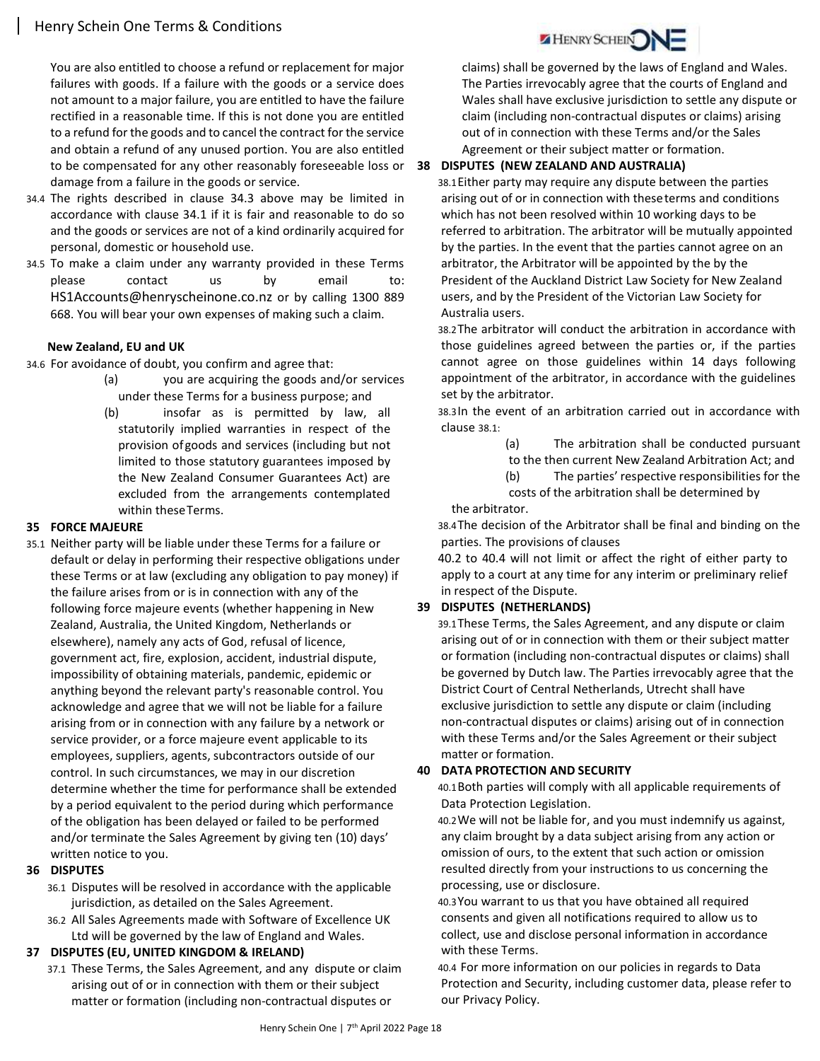You are also entitled to choose a refund or replacement for major failures with goods. If a failure with the goods or a service does not amount to a major failure, you are entitled to have the failure rectified in a reasonable time. If this is not done you are entitled to a refund for the goods and to cancel the contract for the service and obtain a refund of any unused portion. You are also entitled to be compensated for any other reasonably foreseeable loss or damage from a failure in the goods or service.

34.4 The rights described in clause 34.3 above may be limited in accordance with clause 34.1 if it is fair and reasonable to do so and the goods or services are not of a kind ordinarily acquired for personal, domestic or household use.

34.5 To make a claim under any warranty provided in these Terms please contact us by email to: HS1Accounts@henryscheinone.co.nz or by calling 1300 889 668. You will bear your own expenses of making such a claim.

**New Zealand, EU and UK**

34.6 For avoidance of doubt, you confirm and agree that:

(a) you are acquiring the goods and/or services under these Terms for a business purpose; and

(b) insofar as is permitted by law, all statutorily implied warranties in respect of the provision of goods and services (including but not limited to those statutory guarantees imposed by the New Zealand Consumer Guarantees Act) are excluded from the arrangements contemplated within these Terms.

## 35 FORCE MAJEURE

35.1 Neither party will be liable under these Terms for a failure or default or delay in performing their respective obligations under these Terms or at law (excluding any obligation to pay money) if the failure arises from or is in connection with any of the following force majeure events (whether happening in New Zealand, Australia, the United Kingdom, Netherlands or elsewhere), namely any acts of God, refusal of licence, government act, fire, explosion, accident, industrial dispute, impossibility of obtaining materials, pandemic, epidemic or anything beyond the relevant party's reasonable control. You acknowledge and agree that we will not be liable for a failure arising from or in connection with any failure by a network or service provider, or a force majeure event applicable to its employees, suppliers, agents, subcontractors outside of our control. In such circumstances, we may in our discretion determine whether the time for performance shall be extended by a period equivalent to the period during which performance of the obligation has been delayed or failed to be performed and/or terminate the Sales Agreement by giving ten (10) days' written notice to you.

## 36 DISPUTES

36.1 Disputes will be resolved in accordance with the applicable jurisdiction, as detailed on the Sales Agreement.

36.2 All Sales Agreements made with Software of Excellence UK Ltd will be governed by the law of England and Wales.

## 37 DISPUTES (EU, UNITED KINGDOM & IRELAND)

37.1 These Terms, the Sales Agreement, and any dispute or claim arising out of or in connection with them or their subject matter or formation (including non-contractual disputes or claims) shall be governed by the laws of England and Wales. The Parties irrevocably agree that the courts of England and Wales shall have exclusive jurisdiction to settle any dispute or claim (including non-contractual disputes or claims) arising out of in connection with these Terms and/or the Sales Agreement or their subject matter or formation.

## 38 DISPUTES (NEW ZEALAND AND AUSTRALIA)

38.1 Either party may require any dispute between the parties arising out of or in connection with these terms and conditions which has not been resolved within 10 working days to be referred to arbitration. The arbitrator will be mutually appointed by the parties. In the event that the parties cannot agree on an arbitrator, the Arbitrator will be appointed by the by the President of the Auckland District Law Society for New Zealand users, and by the President of the Victorian Law Society for Australia users.

38.2 The arbitrator will conduct the arbitration in accordance with those guidelines agreed between the parties or, if the parties cannot agree on those guidelines within 14 days following appointment of the arbitrator, in accordance with the guidelines set by the arbitrator.

38.3 In the event of an arbitration carried out in accordance with clause 38.1:

(a) The arbitration shall be conducted pursuant to the then current New Zealand Arbitration Act; and

(b) The parties' respective responsibilities for the costs of the arbitration shall be determined by the arbitrator.

38.4 The decision of the Arbitrator shall be final and binding on the parties. The provisions of clauses 40.2 to 40.4 will not limit or affect the right of either party to apply to a court at any time for any interim or preliminary relief in respect of the Dispute.

## 39 DISPUTES (NETHERLANDS)

39.1 These Terms, the Sales Agreement, and any dispute or claim arising out of or in connection with them or their subject matter or formation (including non-contractual disputes or claims) shall be governed by Dutch law. The Parties irrevocably agree that the District Court of Central Netherlands, Utrecht shall have exclusive jurisdiction to settle any dispute or claim (including non-contractual disputes or claims) arising out of in connection with these Terms and/or the Sales Agreement or their subject matter or formation.

## 40 DATA PROTECTION AND SECURITY

40.1 Both parties will comply with all applicable requirements of Data Protection Legislation.

40.2 We will not be liable for, and you must indemnify us against, any claim brought by a data subject arising from any action or omission of ours, to the extent that such action or omission resulted directly from your instructions to us concerning the processing, use or disclosure.

40.3 You warrant to us that you have obtained all required consents and given all notifications required to allow us to collect, use and disclose personal information in accordance with these Terms.

40.4 For more information on our policies in regards to Data Protection and Security, including customer data, please refer to our Privacy Policy.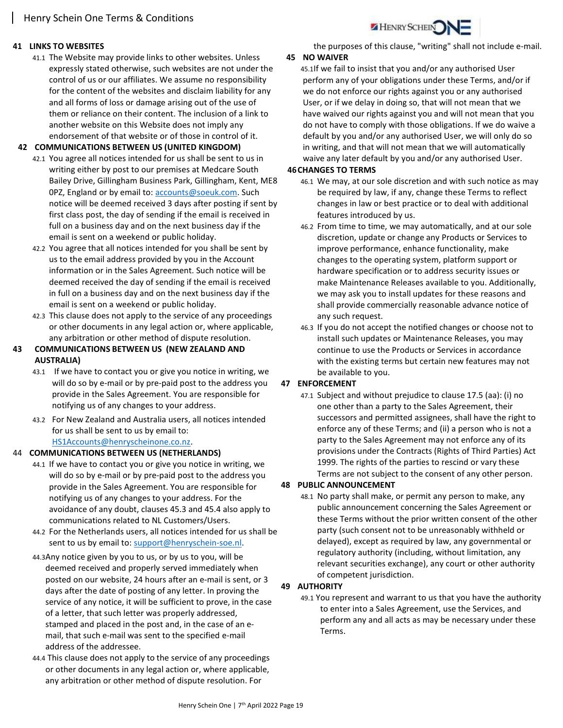## 41 LINKS TO WEBSITES

41.1 The Website may provide links to other websites. Unless expressly stated otherwise, such websites are not under the control of us or our affiliates. We assume no responsibility for the content of the websites and disclaim liability for any and all forms of loss or damage arising out of the use of them or reliance on their content. The inclusion of a link to another website on this Website does not imply any endorsement of that website or of those in control of it.

## 42 COMMUNICATIONS BETWEEN US (UNITED KINGDOM)

42.1 You agree all notices intended for us shall be sent to us in writing either by post to our premises at Medcare South Bailey Drive, Gillingham Business Park, Gillingham, Kent, ME8 0PZ, England or by email to: accounts@soeuk.com. Such notice will be deemed received 3 days after posting if sent by first class post, the day of sending if the email is received in full on a business day and on the next business day if the email is sent on a weekend or public holiday.

42.2 You agree that all notices intended for you shall be sent by us to the email address provided by you in the Account information or in the Sales Agreement. Such notice will be deemed received the day of sending if the email is received in full on a business day and on the next business day if the email is sent on a weekend or public holiday.

42.3 This clause does not apply to the service of any proceedings or other documents in any legal action or, where applicable, any arbitration or other method of dispute resolution.

## 43 COMMUNICATIONS BETWEEN US (NEW ZEALAND AND AUSTRALIA)

43.1 If we have to contact you or give you notice in writing, we will do so by e-mail or by pre-paid post to the address you provide in the Sales Agreement. You are responsible for notifying us of any changes to your address.

43.2 For New Zealand and Australia users, all notices intended for us shall be sent to us by email to: HS1Accounts@henryscheinone.co.nz.

## 44 COMMUNICATIONS BETWEEN US (NETHERLANDS)

44.1 If we have to contact you or give you notice in writing, we will do so by e-mail or by pre-paid post to the address you provide in the Sales Agreement. You are responsible for notifying us of any changes to your address. For the avoidance of any doubt, clauses 45.3 and 45.4 also apply to communications related to NL Customers/Users.

44.2 For the Netherlands users, all notices intended for us shall be sent to us by email to: support@henryschein-soe.nl.

44.3 Any notice given by you to us, or by us to you, will be deemed received and properly served immediately when posted on our website, 24 hours after an e-mail is sent, or 3 days after the date of posting of any letter. In proving the service of any notice, it will be sufficient to prove, in the case of a letter, that such letter was properly addressed, stamped and placed in the post and, in the case of an e-mail, that such e-mail was sent to the specified e-mail address of the addressee.

44.4 This clause does not apply to the service of any proceedings or other documents in any legal action or, where applicable, any arbitration or other method of dispute resolution. For the purposes of this clause, "writing" shall not include e-mail.

## 45 NO WAIVER

45.1 If we fail to insist that you and/or any authorised User perform any of your obligations under these Terms, and/or if we do not enforce our rights against you or any authorised User, or if we delay in doing so, that will not mean that we have waived our rights against you and will not mean that you do not have to comply with those obligations. If we do waive a default by you and/or any authorised User, we will only do so in writing, and that will not mean that we will automatically waive any later default by you and/or any authorised User.

## 46 CHANGES TO TERMS

46.1 We may, at our sole discretion and with such notice as may be required by law, if any, change these Terms to reflect changes in law or best practice or to deal with additional features introduced by us.

46.2 From time to time, we may automatically, and at our sole discretion, update or change any Products or Services to improve performance, enhance functionality, make changes to the operating system, platform support or hardware specification or to address security issues or make Maintenance Releases available to you. Additionally, we may ask you to install updates for these reasons and shall provide commercially reasonable advance notice of any such request.

46.3 If you do not accept the notified changes or choose not to install such updates or Maintenance Releases, you may continue to use the Products or Services in accordance with the existing terms but certain new features may not be available to you.

## 47 ENFORCEMENT

47.1 Subject and without prejudice to clause 17.5 (aa): (i) no one other than a party to the Sales Agreement, their successors and permitted assignees, shall have the right to enforce any of these Terms; and (ii) a person who is not a party to the Sales Agreement may not enforce any of its provisions under the Contracts (Rights of Third Parties) Act 1999. The rights of the parties to rescind or vary these Terms are not subject to the consent of any other person.

## 48 PUBLIC ANNOUNCEMENT

48.1 No party shall make, or permit any person to make, any public announcement concerning the Sales Agreement or these Terms without the prior written consent of the other party (such consent not to be unreasonably withheld or delayed), except as required by law, any governmental or regulatory authority (including, without limitation, any relevant securities exchange), any court or other authority of competent jurisdiction.

## 49 AUTHORITY

49.1 You represent and warrant to us that you have the authority to enter into a Sales Agreement, use the Services, and perform any and all acts as may be necessary under these Terms.